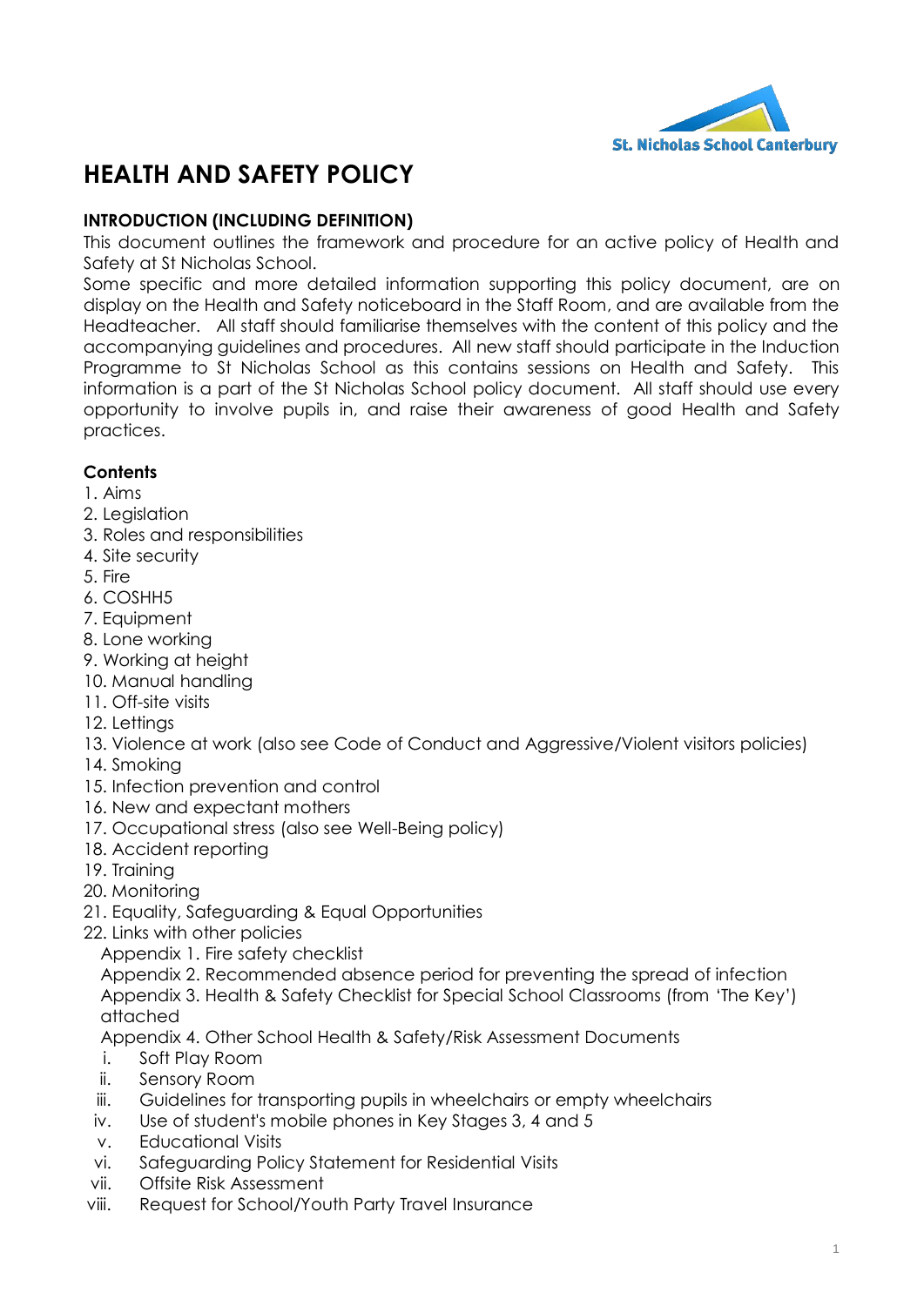St. Nicholas School Canterbury

# HEALTH AND SAFETY POLICY

**INTRODUCTION (INCLUDING DEFINITION)**

This document outlines the framework and procedure for an active policy of Health and Safety at St Nicholas School.

Some specific and more detailed information supporting this policy document, are on display on the Health and Safety noticeboard in the Staff Room, and are available from the Headteacher. All staff should familiarise themselves with the content of this policy and the accompanying guidelines and procedures. All new staff should participate in the Induction Programme to St Nicholas School as this contains sessions on Health and Safety. This information is a part of the St Nicholas School policy document. All staff should use every opportunity to involve pupils in, and raise their awareness of good Health and Safety practices.

**Contents**

1. Aims
2. Legislation
3. Roles and responsibilities
4. Site security
5. Fire
6. COSHH5
7. Equipment
8. Lone working
9. Working at height
10. Manual handling
11. Off-site visits
12. Lettings
13. Violence at work (also see Code of Conduct and Aggressive/Violent visitors policies)
14. Smoking
15. Infection prevention and control
16. New and expectant mothers
17. Occupational stress (also see Well-Being policy)
18. Accident reporting
19. Training
20. Monitoring
21. Equality, Safeguarding & Equal Opportunities
22. Links with other policies

Appendix 1. Fire safety checklist
Appendix 2. Recommended absence period for preventing the spread of infection
Appendix 3. Health & Safety Checklist for Special School Classrooms (from 'The Key') attached
Appendix 4. Other School Health & Safety/Risk Assessment Documents

i. Soft Play Room
ii. Sensory Room
iii. Guidelines for transporting pupils in wheelchairs or empty wheelchairs
iv. Use of student's mobile phones in Key Stages 3, 4 and 5
v. Educational Visits
vi. Safeguarding Policy Statement for Residential Visits
vii. Offsite Risk Assessment
viii. Request for School/Youth Party Travel Insurance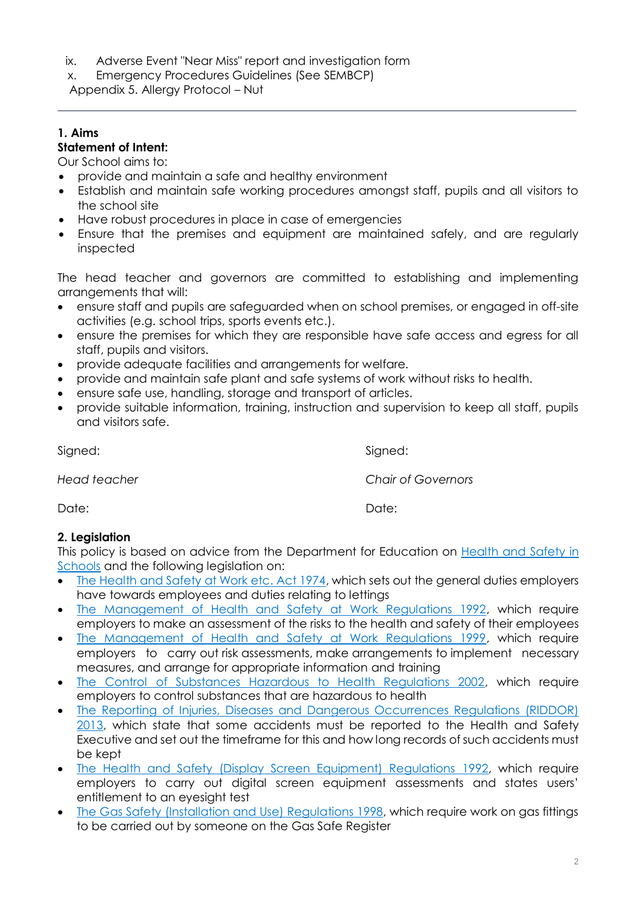ix. Adverse Event "Near Miss" report and investigation form
x. Emergency Procedures Guidelines (See SEMBCP)

Appendix 5. Allergy Protocol – Nut

---

## 1. Aims

**Statement of Intent:**

Our School aims to:

- provide and maintain a safe and healthy environment
- Establish and maintain safe working procedures amongst staff, pupils and all visitors to the school site
- Have robust procedures in place in case of emergencies
- Ensure that the premises and equipment are maintained safely, and are regularly inspected

The head teacher and governors are committed to establishing and implementing arrangements that will:

- ensure staff and pupils are safeguarded when on school premises, or engaged in off-site activities (e.g. school trips, sports events etc.).
- ensure the premises for which they are responsible have safe access and egress for all staff, pupils and visitors.
- provide adequate facilities and arrangements for welfare.
- provide and maintain safe plant and safe systems of work without risks to health.
- ensure safe use, handling, storage and transport of articles.
- provide suitable information, training, instruction and supervision to keep all staff, pupils and visitors safe.

Signed:

*Head teacher*

Date:

Signed:

*Chair of Governors*

Date:

## 2. Legislation

This policy is based on advice from the Department for Education on Health and Safety in Schools and the following legislation on:

- The Health and Safety at Work etc. Act 1974, which sets out the general duties employers have towards employees and duties relating to lettings
- The Management of Health and Safety at Work Regulations 1992, which require employers to make an assessment of the risks to the health and safety of their employees
- The Management of Health and Safety at Work Regulations 1999, which require employers to carry out risk assessments, make arrangements to implement necessary measures, and arrange for appropriate information and training
- The Control of Substances Hazardous to Health Regulations 2002, which require employers to control substances that are hazardous to health
- The Reporting of Injuries, Diseases and Dangerous Occurrences Regulations (RIDDOR) 2013, which state that some accidents must be reported to the Health and Safety Executive and set out the timeframe for this and how long records of such accidents must be kept
- The Health and Safety (Display Screen Equipment) Regulations 1992, which require employers to carry out digital screen equipment assessments and states users' entitlement to an eyesight test
- The Gas Safety (Installation and Use) Regulations 1998, which require work on gas fittings to be carried out by someone on the Gas Safe Register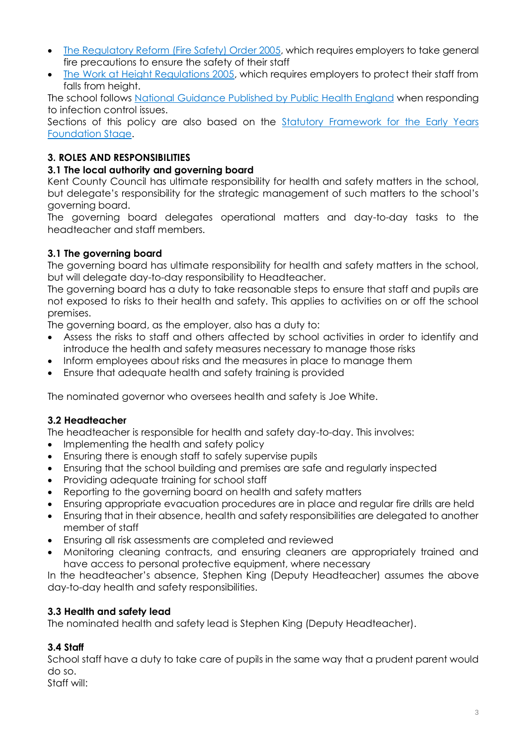- [The Regulatory Reform (Fire Safety) Order 2005](), which requires employers to take general fire precautions to ensure the safety of their staff
- [The Work at Height Regulations 2005](), which requires employers to protect their staff from falls from height.

The school follows [National Guidance Published by Public Health England]() when responding to infection control issues.

Sections of this policy are also based on the [Statutory Framework for the Early Years Foundation Stage]().

## 3. ROLES AND RESPONSIBILITIES

### 3.1 The local authority and governing board

Kent County Council has ultimate responsibility for health and safety matters in the school, but delegate's responsibility for the strategic management of such matters to the school's governing board.

The governing board delegates operational matters and day-to-day tasks to the headteacher and staff members.

### 3.1 The governing board

The governing board has ultimate responsibility for health and safety matters in the school, but will delegate day-to-day responsibility to Headteacher.

The governing board has a duty to take reasonable steps to ensure that staff and pupils are not exposed to risks to their health and safety. This applies to activities on or off the school premises.

The governing board, as the employer, also has a duty to:

- Assess the risks to staff and others affected by school activities in order to identify and introduce the health and safety measures necessary to manage those risks
- Inform employees about risks and the measures in place to manage them
- Ensure that adequate health and safety training is provided

The nominated governor who oversees health and safety is Joe White.

### 3.2 Headteacher

The headteacher is responsible for health and safety day-to-day. This involves:

- Implementing the health and safety policy
- Ensuring there is enough staff to safely supervise pupils
- Ensuring that the school building and premises are safe and regularly inspected
- Providing adequate training for school staff
- Reporting to the governing board on health and safety matters
- Ensuring appropriate evacuation procedures are in place and regular fire drills are held
- Ensuring that in their absence, health and safety responsibilities are delegated to another member of staff
- Ensuring all risk assessments are completed and reviewed
- Monitoring cleaning contracts, and ensuring cleaners are appropriately trained and have access to personal protective equipment, where necessary

In the headteacher's absence, Stephen King (Deputy Headteacher) assumes the above day-to-day health and safety responsibilities.

### 3.3 Health and safety lead

The nominated health and safety lead is Stephen King (Deputy Headteacher).

### 3.4 Staff

School staff have a duty to take care of pupils in the same way that a prudent parent would do so.

Staff will: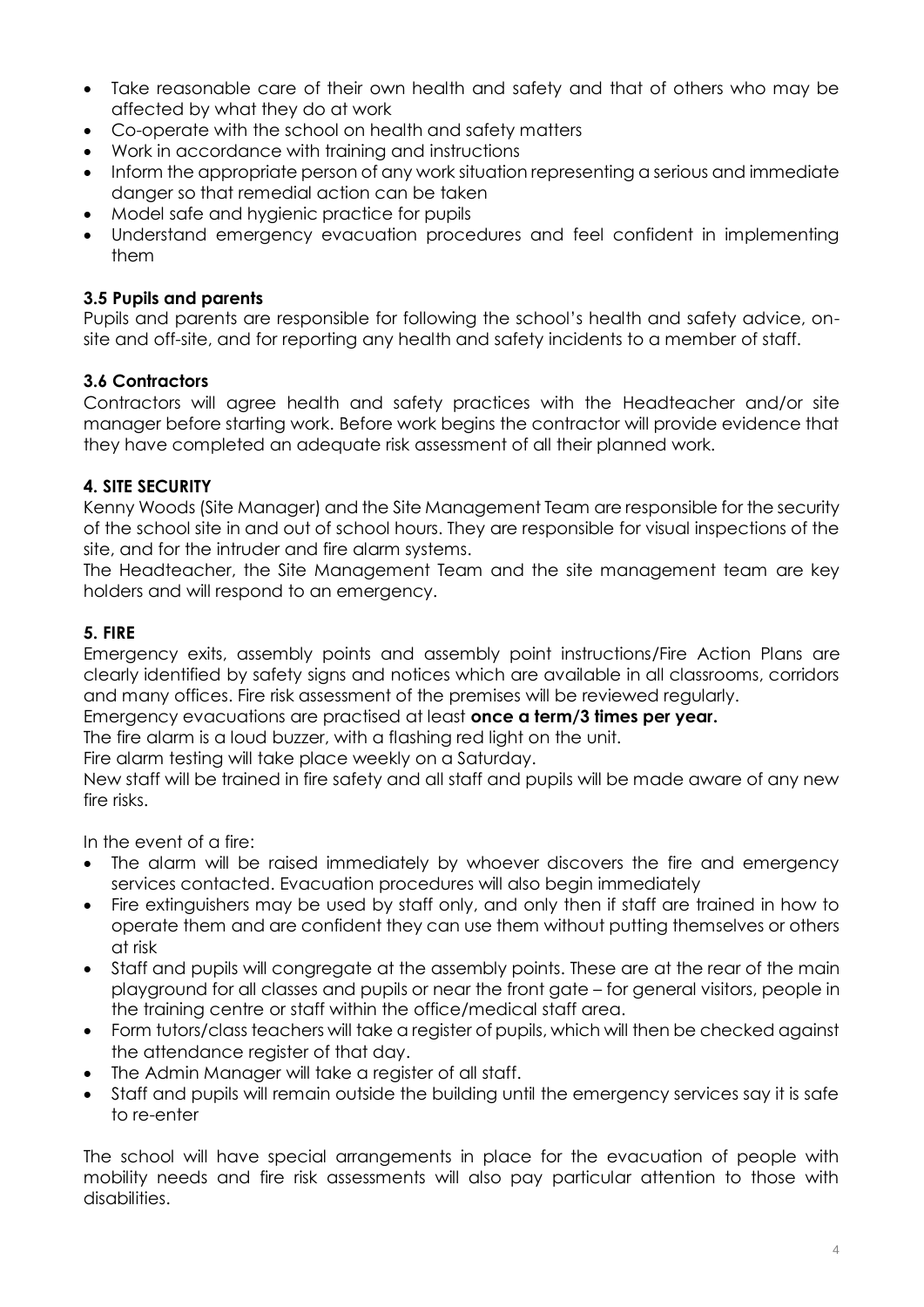- Take reasonable care of their own health and safety and that of others who may be affected by what they do at work
- Co-operate with the school on health and safety matters
- Work in accordance with training and instructions
- Inform the appropriate person of any work situation representing a serious and immediate danger so that remedial action can be taken
- Model safe and hygienic practice for pupils
- Understand emergency evacuation procedures and feel confident in implementing them

### 3.5 Pupils and parents

Pupils and parents are responsible for following the school's health and safety advice, on-site and off-site, and for reporting any health and safety incidents to a member of staff.

### 3.6 Contractors

Contractors will agree health and safety practices with the Headteacher and/or site manager before starting work. Before work begins the contractor will provide evidence that they have completed an adequate risk assessment of all their planned work.

## 4. SITE SECURITY

Kenny Woods (Site Manager) and the Site Management Team are responsible for the security of the school site in and out of school hours. They are responsible for visual inspections of the site, and for the intruder and fire alarm systems.

The Headteacher, the Site Management Team and the site management team are key holders and will respond to an emergency.

## 5. FIRE

Emergency exits, assembly points and assembly point instructions/Fire Action Plans are clearly identified by safety signs and notices which are available in all classrooms, corridors and many offices. Fire risk assessment of the premises will be reviewed regularly.

Emergency evacuations are practised at least **once a term/3 times per year.**

The fire alarm is a loud buzzer, with a flashing red light on the unit.

Fire alarm testing will take place weekly on a Saturday.

New staff will be trained in fire safety and all staff and pupils will be made aware of any new fire risks.

In the event of a fire:

- The alarm will be raised immediately by whoever discovers the fire and emergency services contacted. Evacuation procedures will also begin immediately
- Fire extinguishers may be used by staff only, and only then if staff are trained in how to operate them and are confident they can use them without putting themselves or others at risk
- Staff and pupils will congregate at the assembly points. These are at the rear of the main playground for all classes and pupils or near the front gate – for general visitors, people in the training centre or staff within the office/medical staff area.
- Form tutors/class teachers will take a register of pupils, which will then be checked against the attendance register of that day.
- The Admin Manager will take a register of all staff.
- Staff and pupils will remain outside the building until the emergency services say it is safe to re-enter

The school will have special arrangements in place for the evacuation of people with mobility needs and fire risk assessments will also pay particular attention to those with disabilities.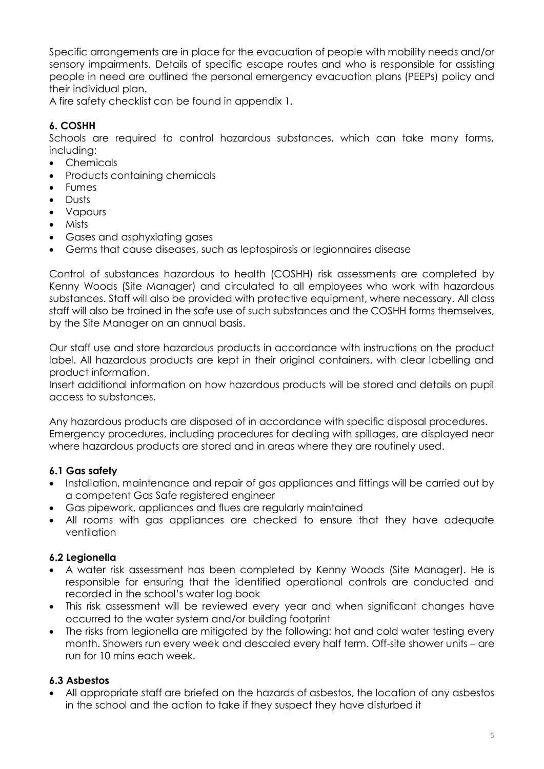Specific arrangements are in place for the evacuation of people with mobility needs and/or sensory impairments. Details of specific escape routes and who is responsible for assisting people in need are outlined the personal emergency evacuation plans (PEEPs) policy and their individual plan.

A fire safety checklist can be found in appendix 1.

## 6. COSHH

Schools are required to control hazardous substances, which can take many forms, including:

- Chemicals
- Products containing chemicals
- Fumes
- Dusts
- Vapours
- Mists
- Gases and asphyxiating gases
- Germs that cause diseases, such as leptospirosis or legionnaires disease

Control of substances hazardous to health (COSHH) risk assessments are completed by Kenny Woods (Site Manager) and circulated to all employees who work with hazardous substances. Staff will also be provided with protective equipment, where necessary. All class staff will also be trained in the safe use of such substances and the COSHH forms themselves, by the Site Manager on an annual basis.

Our staff use and store hazardous products in accordance with instructions on the product label. All hazardous products are kept in their original containers, with clear labelling and product information.

Insert additional information on how hazardous products will be stored and details on pupil access to substances.

Any hazardous products are disposed of in accordance with specific disposal procedures.

Emergency procedures, including procedures for dealing with spillages, are displayed near where hazardous products are stored and in areas where they are routinely used.

### 6.1 Gas safety

- Installation, maintenance and repair of gas appliances and fittings will be carried out by a competent Gas Safe registered engineer
- Gas pipework, appliances and flues are regularly maintained
- All rooms with gas appliances are checked to ensure that they have adequate ventilation

### 6.2 Legionella

- A water risk assessment has been completed by Kenny Woods (Site Manager). He is responsible for ensuring that the identified operational controls are conducted and recorded in the school's water log book
- This risk assessment will be reviewed every year and when significant changes have occurred to the water system and/or building footprint
- The risks from legionella are mitigated by the following: hot and cold water testing every month. Showers run every week and descaled every half term. Off-site shower units – are run for 10 mins each week.

### 6.3 Asbestos

- All appropriate staff are briefed on the hazards of asbestos, the location of any asbestos in the school and the action to take if they suspect they have disturbed it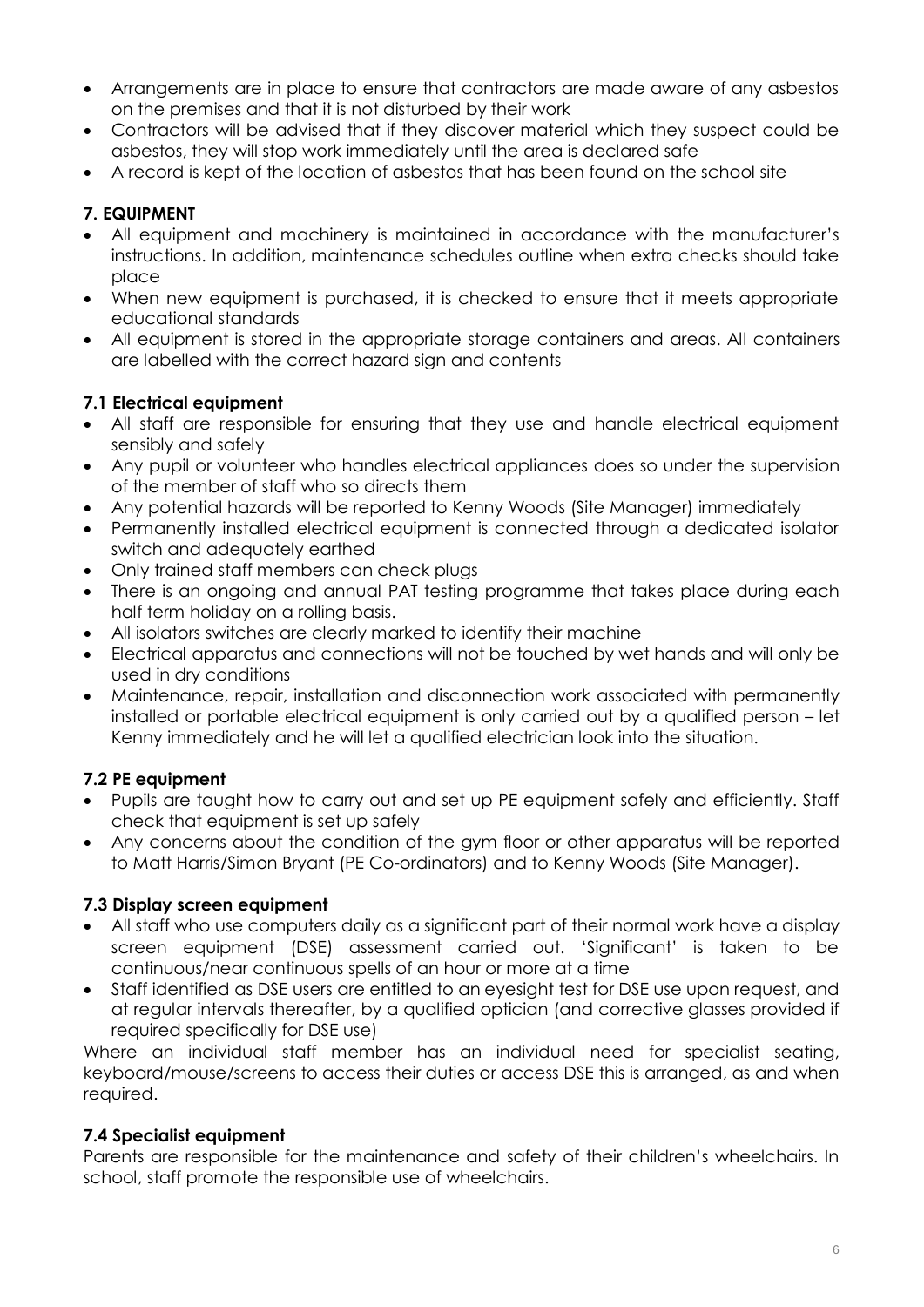- Arrangements are in place to ensure that contractors are made aware of any asbestos on the premises and that it is not disturbed by their work
- Contractors will be advised that if they discover material which they suspect could be asbestos, they will stop work immediately until the area is declared safe
- A record is kept of the location of asbestos that has been found on the school site

## 7. EQUIPMENT

- All equipment and machinery is maintained in accordance with the manufacturer's instructions. In addition, maintenance schedules outline when extra checks should take place
- When new equipment is purchased, it is checked to ensure that it meets appropriate educational standards
- All equipment is stored in the appropriate storage containers and areas. All containers are labelled with the correct hazard sign and contents

### 7.1 Electrical equipment

- All staff are responsible for ensuring that they use and handle electrical equipment sensibly and safely
- Any pupil or volunteer who handles electrical appliances does so under the supervision of the member of staff who so directs them
- Any potential hazards will be reported to Kenny Woods (Site Manager) immediately
- Permanently installed electrical equipment is connected through a dedicated isolator switch and adequately earthed
- Only trained staff members can check plugs
- There is an ongoing and annual PAT testing programme that takes place during each half term holiday on a rolling basis.
- All isolators switches are clearly marked to identify their machine
- Electrical apparatus and connections will not be touched by wet hands and will only be used in dry conditions
- Maintenance, repair, installation and disconnection work associated with permanently installed or portable electrical equipment is only carried out by a qualified person – let Kenny immediately and he will let a qualified electrician look into the situation.

### 7.2 PE equipment

- Pupils are taught how to carry out and set up PE equipment safely and efficiently. Staff check that equipment is set up safely
- Any concerns about the condition of the gym floor or other apparatus will be reported to Matt Harris/Simon Bryant (PE Co-ordinators) and to Kenny Woods (Site Manager).

### 7.3 Display screen equipment

- All staff who use computers daily as a significant part of their normal work have a display screen equipment (DSE) assessment carried out. 'Significant' is taken to be continuous/near continuous spells of an hour or more at a time
- Staff identified as DSE users are entitled to an eyesight test for DSE use upon request, and at regular intervals thereafter, by a qualified optician (and corrective glasses provided if required specifically for DSE use)

Where an individual staff member has an individual need for specialist seating, keyboard/mouse/screens to access their duties or access DSE this is arranged, as and when required.

### 7.4 Specialist equipment

Parents are responsible for the maintenance and safety of their children's wheelchairs. In school, staff promote the responsible use of wheelchairs.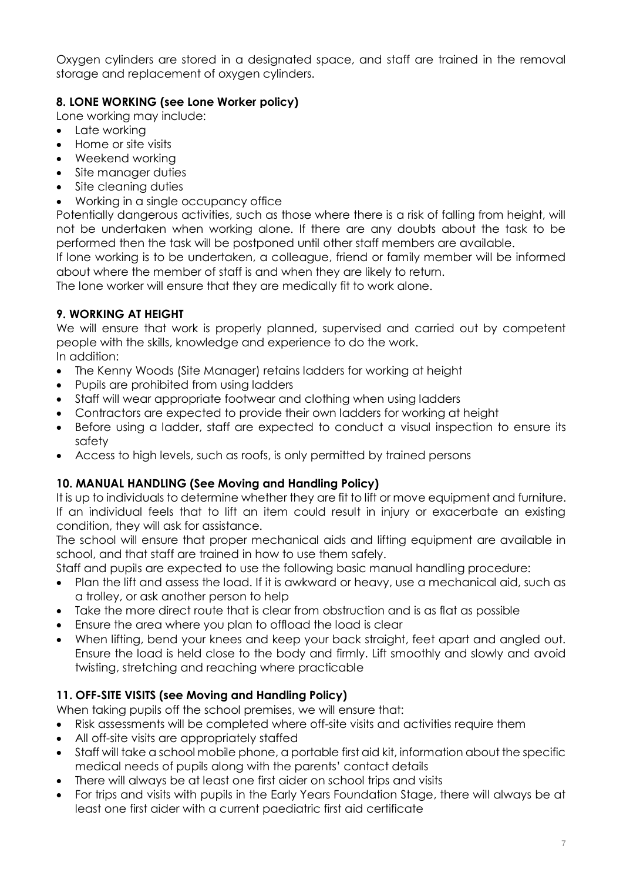Oxygen cylinders are stored in a designated space, and staff are trained in the removal storage and replacement of oxygen cylinders.

**8. LONE WORKING (see Lone Worker policy)**

Lone working may include:

- Late working
- Home or site visits
- Weekend working
- Site manager duties
- Site cleaning duties
- Working in a single occupancy office

Potentially dangerous activities, such as those where there is a risk of falling from height, will not be undertaken when working alone. If there are any doubts about the task to be performed then the task will be postponed until other staff members are available.

If lone working is to be undertaken, a colleague, friend or family member will be informed about where the member of staff is and when they are likely to return.

The lone worker will ensure that they are medically fit to work alone.

**9. WORKING AT HEIGHT**

We will ensure that work is properly planned, supervised and carried out by competent people with the skills, knowledge and experience to do the work.

In addition:

- The Kenny Woods (Site Manager) retains ladders for working at height
- Pupils are prohibited from using ladders
- Staff will wear appropriate footwear and clothing when using ladders
- Contractors are expected to provide their own ladders for working at height
- Before using a ladder, staff are expected to conduct a visual inspection to ensure its safety
- Access to high levels, such as roofs, is only permitted by trained persons

**10. MANUAL HANDLING (See Moving and Handling Policy)**

It is up to individuals to determine whether they are fit to lift or move equipment and furniture. If an individual feels that to lift an item could result in injury or exacerbate an existing condition, they will ask for assistance.

The school will ensure that proper mechanical aids and lifting equipment are available in school, and that staff are trained in how to use them safely.

Staff and pupils are expected to use the following basic manual handling procedure:

- Plan the lift and assess the load. If it is awkward or heavy, use a mechanical aid, such as a trolley, or ask another person to help
- Take the more direct route that is clear from obstruction and is as flat as possible
- Ensure the area where you plan to offload the load is clear
- When lifting, bend your knees and keep your back straight, feet apart and angled out. Ensure the load is held close to the body and firmly. Lift smoothly and slowly and avoid twisting, stretching and reaching where practicable

**11. OFF-SITE VISITS (see Moving and Handling Policy)**

When taking pupils off the school premises, we will ensure that:

- Risk assessments will be completed where off-site visits and activities require them
- All off-site visits are appropriately staffed
- Staff will take a school mobile phone, a portable first aid kit, information about the specific medical needs of pupils along with the parents' contact details
- There will always be at least one first aider on school trips and visits
- For trips and visits with pupils in the Early Years Foundation Stage, there will always be at least one first aider with a current paediatric first aid certificate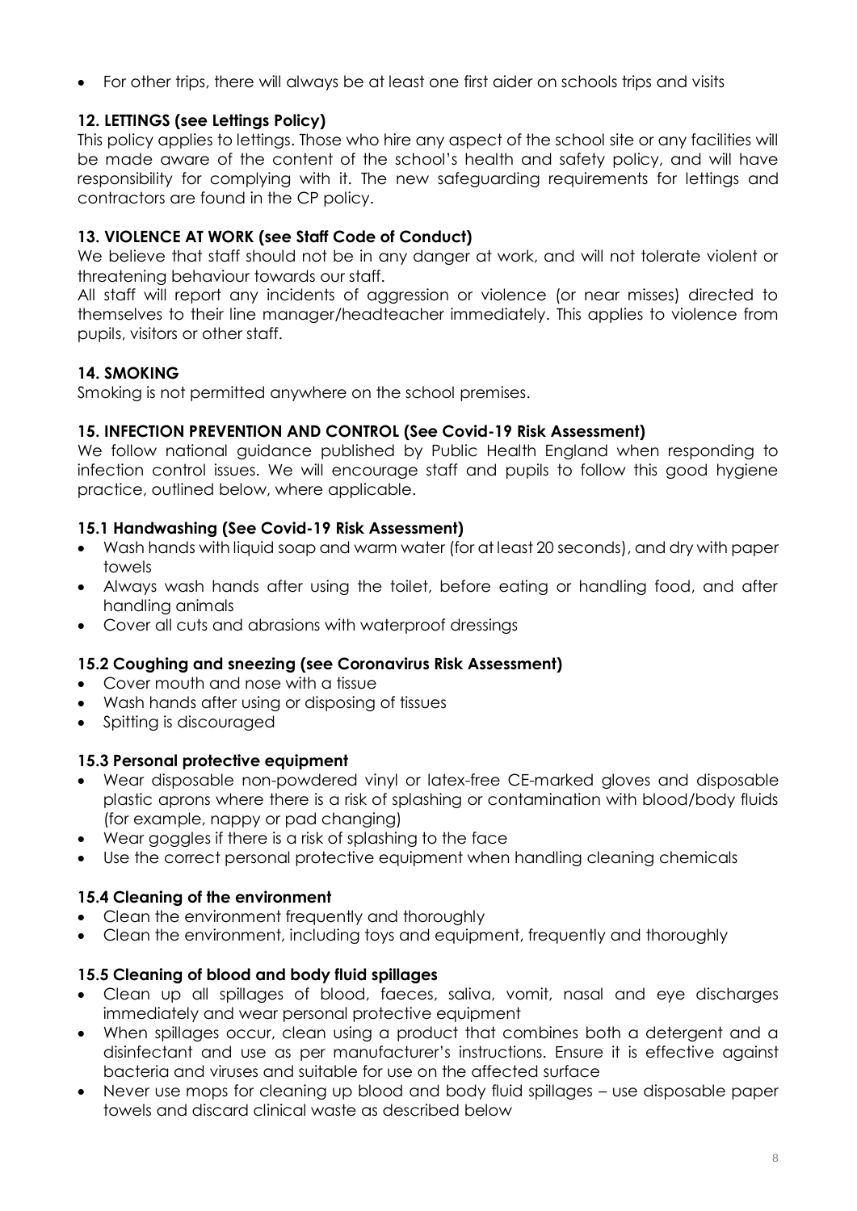- For other trips, there will always be at least one first aider on schools trips and visits

**12. LETTINGS (see Lettings Policy)**

This policy applies to lettings. Those who hire any aspect of the school site or any facilities will be made aware of the content of the school's health and safety policy, and will have responsibility for complying with it. The new safeguarding requirements for lettings and contractors are found in the CP policy.

**13. VIOLENCE AT WORK (see Staff Code of Conduct)**

We believe that staff should not be in any danger at work, and will not tolerate violent or threatening behaviour towards our staff.

All staff will report any incidents of aggression or violence (or near misses) directed to themselves to their line manager/headteacher immediately. This applies to violence from pupils, visitors or other staff.

**14. SMOKING**

Smoking is not permitted anywhere on the school premises.

**15. INFECTION PREVENTION AND CONTROL (See Covid-19 Risk Assessment)**

We follow national guidance published by Public Health England when responding to infection control issues. We will encourage staff and pupils to follow this good hygiene practice, outlined below, where applicable.

**15.1 Handwashing (See Covid-19 Risk Assessment)**

- Wash hands with liquid soap and warm water (for at least 20 seconds), and dry with paper towels
- Always wash hands after using the toilet, before eating or handling food, and after handling animals
- Cover all cuts and abrasions with waterproof dressings

**15.2 Coughing and sneezing (see Coronavirus Risk Assessment)**

- Cover mouth and nose with a tissue
- Wash hands after using or disposing of tissues
- Spitting is discouraged

**15.3 Personal protective equipment**

- Wear disposable non-powdered vinyl or latex-free CE-marked gloves and disposable plastic aprons where there is a risk of splashing or contamination with blood/body fluids (for example, nappy or pad changing)
- Wear goggles if there is a risk of splashing to the face
- Use the correct personal protective equipment when handling cleaning chemicals

**15.4 Cleaning of the environment**

- Clean the environment frequently and thoroughly
- Clean the environment, including toys and equipment, frequently and thoroughly

**15.5 Cleaning of blood and body fluid spillages**

- Clean up all spillages of blood, faeces, saliva, vomit, nasal and eye discharges immediately and wear personal protective equipment
- When spillages occur, clean using a product that combines both a detergent and a disinfectant and use as per manufacturer's instructions. Ensure it is effective against bacteria and viruses and suitable for use on the affected surface
- Never use mops for cleaning up blood and body fluid spillages – use disposable paper towels and discard clinical waste as described below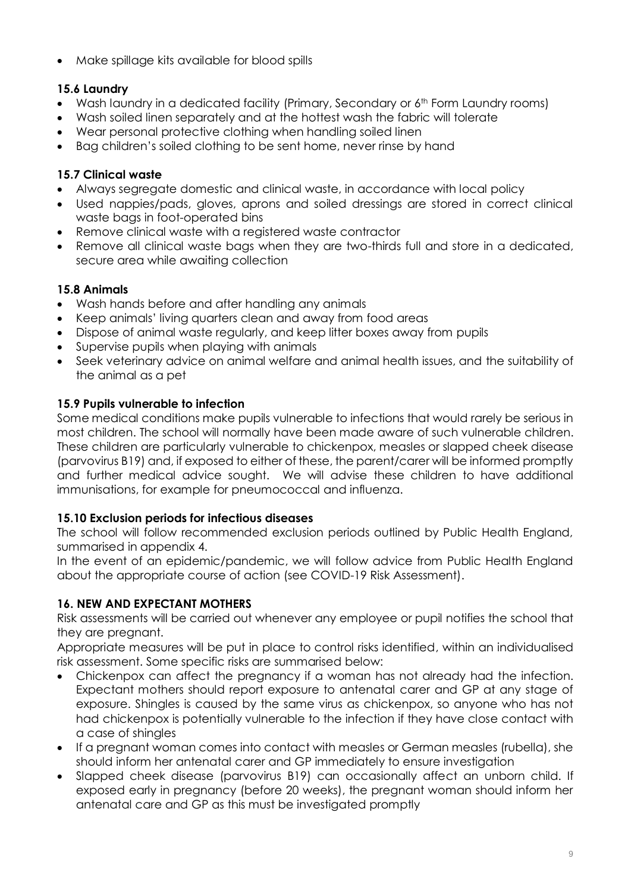- Make spillage kits available for blood spills

### 15.6 Laundry

- Wash laundry in a dedicated facility (Primary, Secondary or 6th Form Laundry rooms)
- Wash soiled linen separately and at the hottest wash the fabric will tolerate
- Wear personal protective clothing when handling soiled linen
- Bag children's soiled clothing to be sent home, never rinse by hand

### 15.7 Clinical waste

- Always segregate domestic and clinical waste, in accordance with local policy
- Used nappies/pads, gloves, aprons and soiled dressings are stored in correct clinical waste bags in foot-operated bins
- Remove clinical waste with a registered waste contractor
- Remove all clinical waste bags when they are two-thirds full and store in a dedicated, secure area while awaiting collection

### 15.8 Animals

- Wash hands before and after handling any animals
- Keep animals' living quarters clean and away from food areas
- Dispose of animal waste regularly, and keep litter boxes away from pupils
- Supervise pupils when playing with animals
- Seek veterinary advice on animal welfare and animal health issues, and the suitability of the animal as a pet

### 15.9 Pupils vulnerable to infection

Some medical conditions make pupils vulnerable to infections that would rarely be serious in most children. The school will normally have been made aware of such vulnerable children. These children are particularly vulnerable to chickenpox, measles or slapped cheek disease (parvovirus B19) and, if exposed to either of these, the parent/carer will be informed promptly and further medical advice sought. We will advise these children to have additional immunisations, for example for pneumococcal and influenza.

### 15.10 Exclusion periods for infectious diseases

The school will follow recommended exclusion periods outlined by Public Health England, summarised in appendix 4.

In the event of an epidemic/pandemic, we will follow advice from Public Health England about the appropriate course of action (see COVID-19 Risk Assessment).

## 16. NEW AND EXPECTANT MOTHERS

Risk assessments will be carried out whenever any employee or pupil notifies the school that they are pregnant.

Appropriate measures will be put in place to control risks identified, within an individualised risk assessment. Some specific risks are summarised below:

- Chickenpox can affect the pregnancy if a woman has not already had the infection. Expectant mothers should report exposure to antenatal carer and GP at any stage of exposure. Shingles is caused by the same virus as chickenpox, so anyone who has not had chickenpox is potentially vulnerable to the infection if they have close contact with a case of shingles
- If a pregnant woman comes into contact with measles or German measles (rubella), she should inform her antenatal carer and GP immediately to ensure investigation
- Slapped cheek disease (parvovirus B19) can occasionally affect an unborn child. If exposed early in pregnancy (before 20 weeks), the pregnant woman should inform her antenatal care and GP as this must be investigated promptly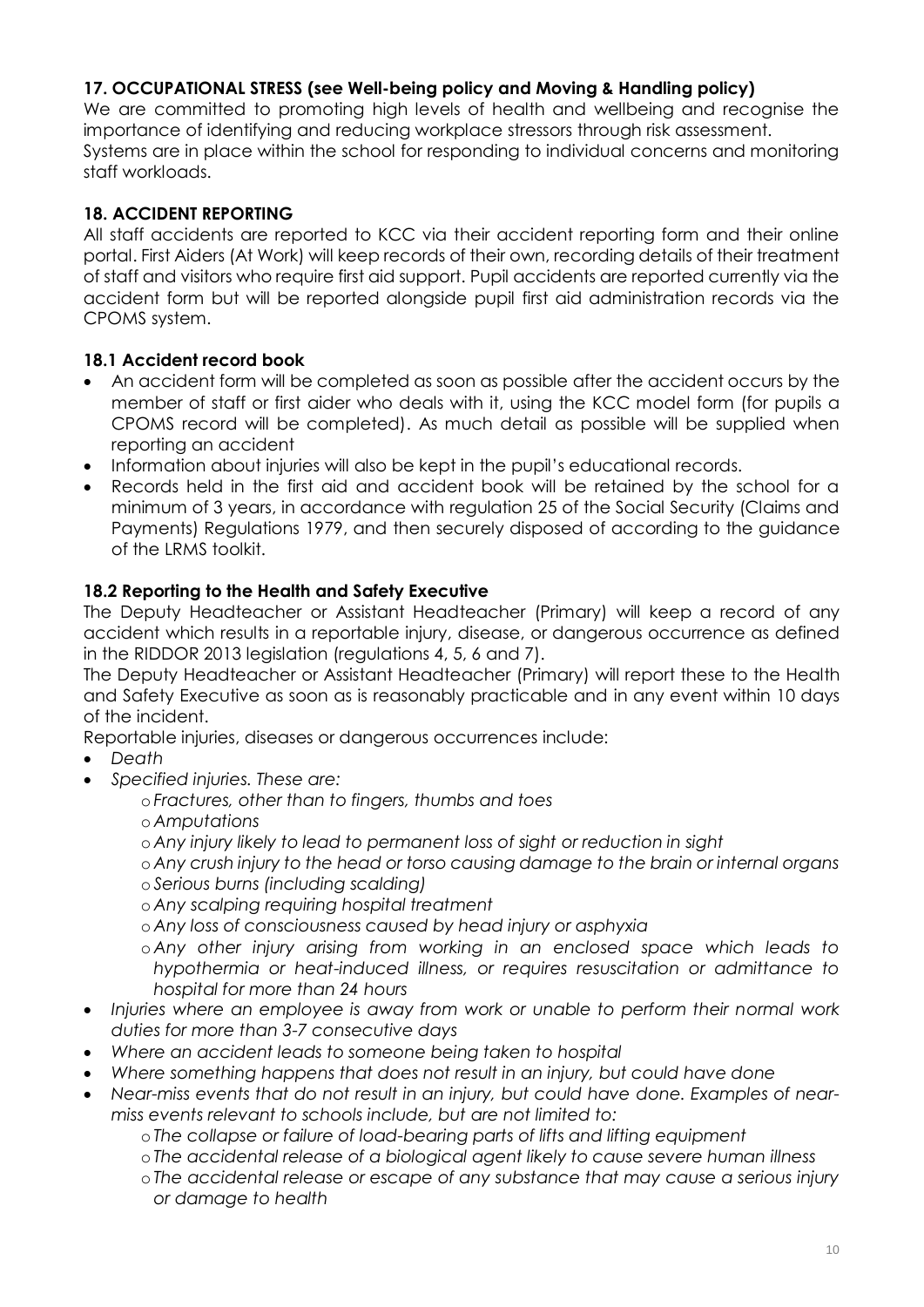### 17. OCCUPATIONAL STRESS (see Well-being policy and Moving & Handling policy)

We are committed to promoting high levels of health and wellbeing and recognise the importance of identifying and reducing workplace stressors through risk assessment.
Systems are in place within the school for responding to individual concerns and monitoring staff workloads.

### 18. ACCIDENT REPORTING

All staff accidents are reported to KCC via their accident reporting form and their online portal. First Aiders (At Work) will keep records of their own, recording details of their treatment of staff and visitors who require first aid support. Pupil accidents are reported currently via the accident form but will be reported alongside pupil first aid administration records via the CPOMS system.

#### 18.1 Accident record book

- An accident form will be completed as soon as possible after the accident occurs by the member of staff or first aider who deals with it, using the KCC model form (for pupils a CPOMS record will be completed). As much detail as possible will be supplied when reporting an accident
- Information about injuries will also be kept in the pupil's educational records.
- Records held in the first aid and accident book will be retained by the school for a minimum of 3 years, in accordance with regulation 25 of the Social Security (Claims and Payments) Regulations 1979, and then securely disposed of according to the guidance of the LRMS toolkit.

#### 18.2 Reporting to the Health and Safety Executive

The Deputy Headteacher or Assistant Headteacher (Primary) will keep a record of any accident which results in a reportable injury, disease, or dangerous occurrence as defined in the RIDDOR 2013 legislation (regulations 4, 5, 6 and 7).

The Deputy Headteacher or Assistant Headteacher (Primary) will report these to the Health and Safety Executive as soon as is reasonably practicable and in any event within 10 days of the incident.

Reportable injuries, diseases or dangerous occurrences include:

- *Death*
- *Specified injuries. These are:*
  - *Fractures, other than to fingers, thumbs and toes*
  - *Amputations*
  - *Any injury likely to lead to permanent loss of sight or reduction in sight*
  - *Any crush injury to the head or torso causing damage to the brain or internal organs*
  - *Serious burns (including scalding)*
  - *Any scalping requiring hospital treatment*
  - *Any loss of consciousness caused by head injury or asphyxia*
  - *Any other injury arising from working in an enclosed space which leads to hypothermia or heat-induced illness, or requires resuscitation or admittance to hospital for more than 24 hours*
- *Injuries where an employee is away from work or unable to perform their normal work duties for more than 3-7 consecutive days*
- *Where an accident leads to someone being taken to hospital*
- *Where something happens that does not result in an injury, but could have done*
- *Near-miss events that do not result in an injury, but could have done. Examples of near-miss events relevant to schools include, but are not limited to:*
  - *The collapse or failure of load-bearing parts of lifts and lifting equipment*
  - *The accidental release of a biological agent likely to cause severe human illness*
  - *The accidental release or escape of any substance that may cause a serious injury or damage to health*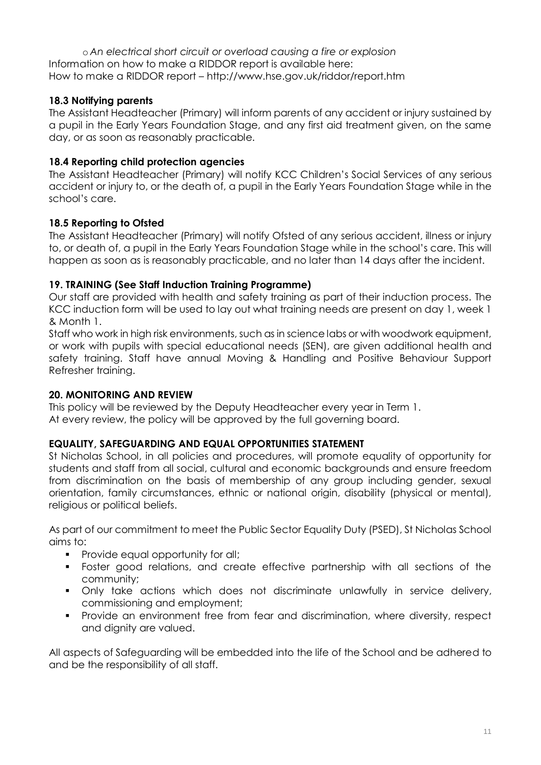- *An electrical short circuit or overload causing a fire or explosion*

Information on how to make a RIDDOR report is available here:
How to make a RIDDOR report – http://www.hse.gov.uk/riddor/report.htm

### 18.3 Notifying parents

The Assistant Headteacher (Primary) will inform parents of any accident or injury sustained by a pupil in the Early Years Foundation Stage, and any first aid treatment given, on the same day, or as soon as reasonably practicable.

### 18.4 Reporting child protection agencies

The Assistant Headteacher (Primary) will notify KCC Children's Social Services of any serious accident or injury to, or the death of, a pupil in the Early Years Foundation Stage while in the school's care.

### 18.5 Reporting to Ofsted

The Assistant Headteacher (Primary) will notify Ofsted of any serious accident, illness or injury to, or death of, a pupil in the Early Years Foundation Stage while in the school's care. This will happen as soon as is reasonably practicable, and no later than 14 days after the incident.

## 19. TRAINING (See Staff Induction Training Programme)

Our staff are provided with health and safety training as part of their induction process. The KCC induction form will be used to lay out what training needs are present on day 1, week 1 & Month 1.

Staff who work in high risk environments, such as in science labs or with woodwork equipment, or work with pupils with special educational needs (SEN), are given additional health and safety training. Staff have annual Moving & Handling and Positive Behaviour Support Refresher training.

## 20. MONITORING AND REVIEW

This policy will be reviewed by the Deputy Headteacher every year in Term 1.
At every review, the policy will be approved by the full governing board.

## EQUALITY, SAFEGUARDING AND EQUAL OPPORTUNITIES STATEMENT

St Nicholas School, in all policies and procedures, will promote equality of opportunity for students and staff from all social, cultural and economic backgrounds and ensure freedom from discrimination on the basis of membership of any group including gender, sexual orientation, family circumstances, ethnic or national origin, disability (physical or mental), religious or political beliefs.

As part of our commitment to meet the Public Sector Equality Duty (PSED), St Nicholas School aims to:

- Provide equal opportunity for all;
- Foster good relations, and create effective partnership with all sections of the community;
- Only take actions which does not discriminate unlawfully in service delivery, commissioning and employment;
- Provide an environment free from fear and discrimination, where diversity, respect and dignity are valued.

All aspects of Safeguarding will be embedded into the life of the School and be adhered to and be the responsibility of all staff.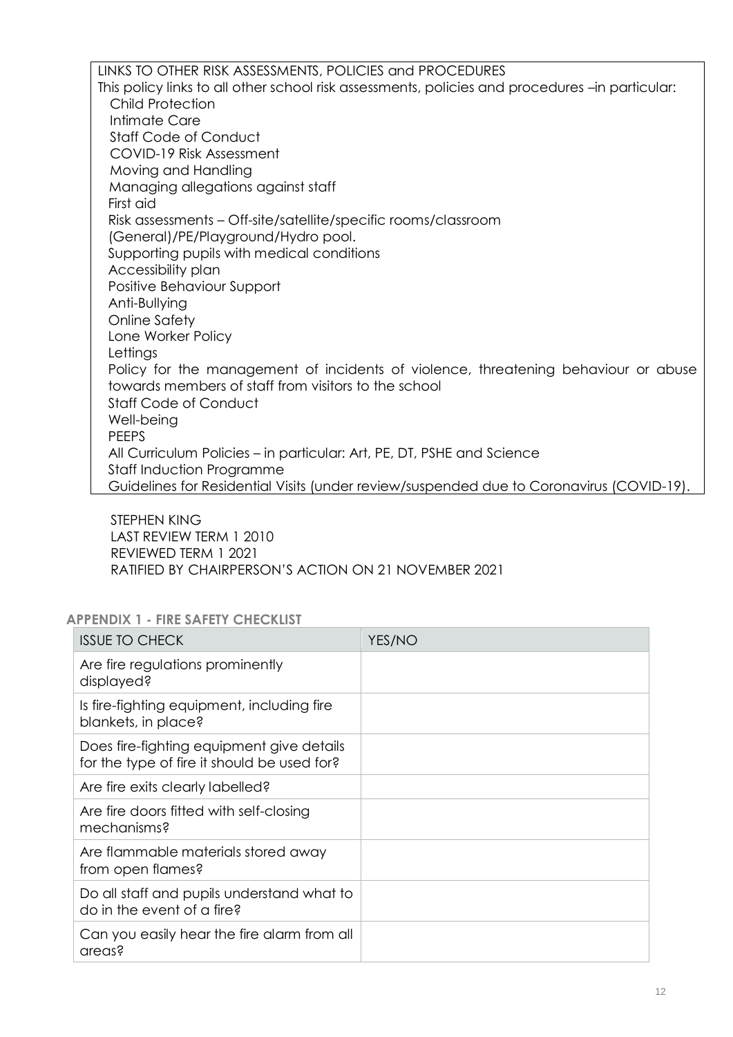LINKS TO OTHER RISK ASSESSMENTS, POLICIES and PROCEDURES

This policy links to all other school risk assessments, policies and procedures –in particular:

- Child Protection
- Intimate Care
- Staff Code of Conduct
- COVID-19 Risk Assessment
- Moving and Handling
- Managing allegations against staff
- First aid
- Risk assessments – Off-site/satellite/specific rooms/classroom (General)/PE/Playground/Hydro pool.
- Supporting pupils with medical conditions
- Accessibility plan
- Positive Behaviour Support
- Anti-Bullying
- Online Safety
- Lone Worker Policy
- Lettings
- Policy for the management of incidents of violence, threatening behaviour or abuse towards members of staff from visitors to the school
- Staff Code of Conduct
- Well-being
- PEEPS
- All Curriculum Policies – in particular: Art, PE, DT, PSHE and Science
- Staff Induction Programme
- Guidelines for Residential Visits (under review/suspended due to Coronavirus (COVID-19).

STEPHEN KING
LAST REVIEW TERM 1 2010
REVIEWED TERM 1 2021
RATIFIED BY CHAIRPERSON'S ACTION ON 21 NOVEMBER 2021

## APPENDIX 1 - FIRE SAFETY CHECKLIST

| ISSUE TO CHECK | YES/NO |
|---|---|
| Are fire regulations prominently displayed? | |
| Is fire-fighting equipment, including fire blankets, in place? | |
| Does fire-fighting equipment give details for the type of fire it should be used for? | |
| Are fire exits clearly labelled? | |
| Are fire doors fitted with self-closing mechanisms? | |
| Are flammable materials stored away from open flames? | |
| Do all staff and pupils understand what to do in the event of a fire? | |
| Can you easily hear the fire alarm from all areas? | |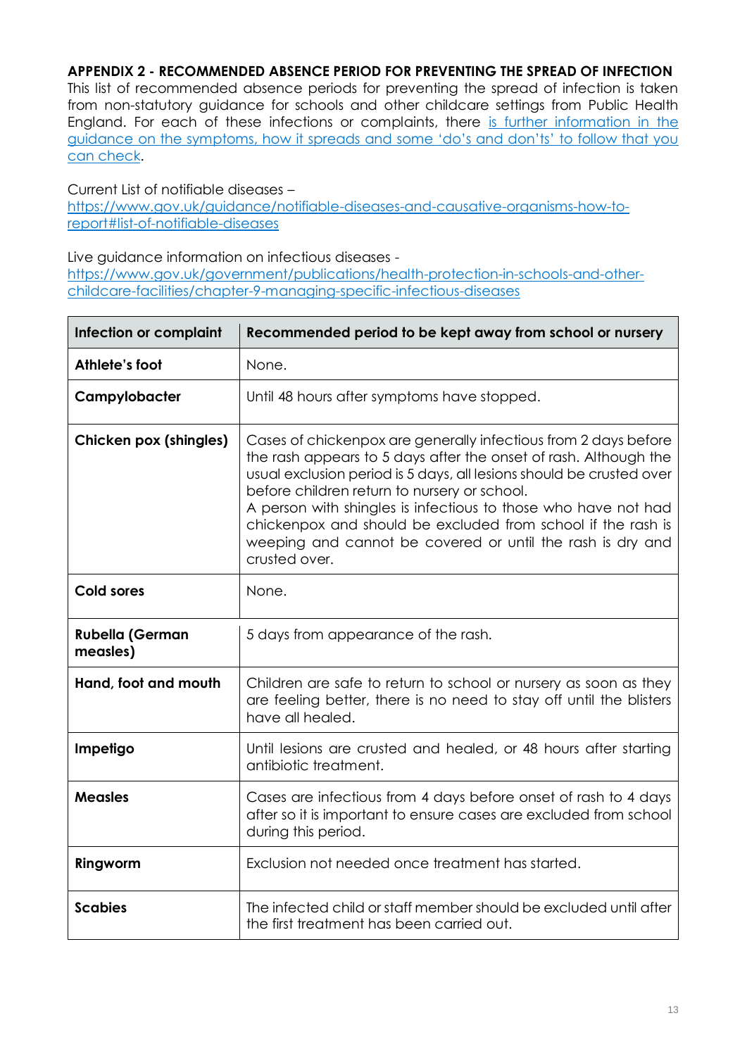## APPENDIX 2 - RECOMMENDED ABSENCE PERIOD FOR PREVENTING THE SPREAD OF INFECTION

This list of recommended absence periods for preventing the spread of infection is taken from non-statutory guidance for schools and other childcare settings from Public Health England. For each of these infections or complaints, there [is further information in the guidance on the symptoms, how it spreads and some 'do's and don'ts' to follow that you can check](#).

Current List of notifiable diseases – [https://www.gov.uk/guidance/notifiable-diseases-and-causative-organisms-how-to-report#list-of-notifiable-diseases](https://www.gov.uk/guidance/notifiable-diseases-and-causative-organisms-how-to-report#list-of-notifiable-diseases)

Live guidance information on infectious diseases - [https://www.gov.uk/government/publications/health-protection-in-schools-and-other-childcare-facilities/chapter-9-managing-specific-infectious-diseases](https://www.gov.uk/government/publications/health-protection-in-schools-and-other-childcare-facilities/chapter-9-managing-specific-infectious-diseases)

| Infection or complaint | Recommended period to be kept away from school or nursery |
|---|---|
| **Athlete's foot** | None. |
| **Campylobacter** | Until 48 hours after symptoms have stopped. |
| **Chicken pox (shingles)** | Cases of chickenpox are generally infectious from 2 days before the rash appears to 5 days after the onset of rash. Although the usual exclusion period is 5 days, all lesions should be crusted over before children return to nursery or school.<br>A person with shingles is infectious to those who have not had chickenpox and should be excluded from school if the rash is weeping and cannot be covered or until the rash is dry and crusted over. |
| **Cold sores** | None. |
| **Rubella (German measles)** | 5 days from appearance of the rash. |
| **Hand, foot and mouth** | Children are safe to return to school or nursery as soon as they are feeling better, there is no need to stay off until the blisters have all healed. |
| **Impetigo** | Until lesions are crusted and healed, or 48 hours after starting antibiotic treatment. |
| **Measles** | Cases are infectious from 4 days before onset of rash to 4 days after so it is important to ensure cases are excluded from school during this period. |
| **Ringworm** | Exclusion not needed once treatment has started. |
| **Scabies** | The infected child or staff member should be excluded until after the first treatment has been carried out. |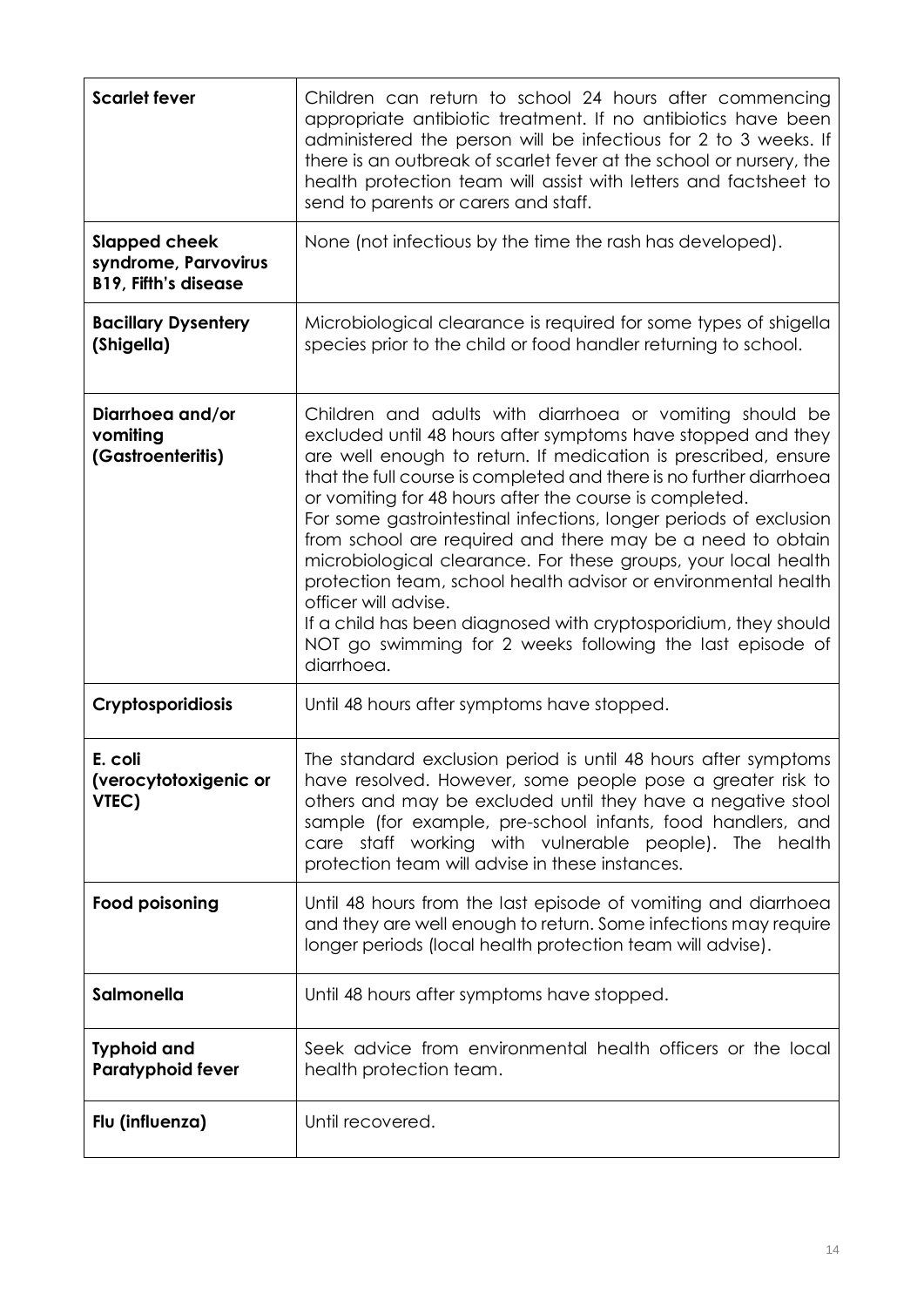| | |
|---|---|
| **Scarlet fever** | Children can return to school 24 hours after commencing appropriate antibiotic treatment. If no antibiotics have been administered the person will be infectious for 2 to 3 weeks. If there is an outbreak of scarlet fever at the school or nursery, the health protection team will assist with letters and factsheet to send to parents or carers and staff. |
| **Slapped cheek syndrome, Parvovirus B19, Fifth's disease** | None (not infectious by the time the rash has developed). |
| **Bacillary Dysentery (Shigella)** | Microbiological clearance is required for some types of shigella species prior to the child or food handler returning to school. |
| **Diarrhoea and/or vomiting (Gastroenteritis)** | Children and adults with diarrhoea or vomiting should be excluded until 48 hours after symptoms have stopped and they are well enough to return. If medication is prescribed, ensure that the full course is completed and there is no further diarrhoea or vomiting for 48 hours after the course is completed.<br>For some gastrointestinal infections, longer periods of exclusion from school are required and there may be a need to obtain microbiological clearance. For these groups, your local health protection team, school health advisor or environmental health officer will advise.<br>If a child has been diagnosed with cryptosporidium, they should NOT go swimming for 2 weeks following the last episode of diarrhoea. |
| **Cryptosporidiosis** | Until 48 hours after symptoms have stopped. |
| **E. coli (verocytotoxigenic or VTEC)** | The standard exclusion period is until 48 hours after symptoms have resolved. However, some people pose a greater risk to others and may be excluded until they have a negative stool sample (for example, pre-school infants, food handlers, and care staff working with vulnerable people). The health protection team will advise in these instances. |
| **Food poisoning** | Until 48 hours from the last episode of vomiting and diarrhoea and they are well enough to return. Some infections may require longer periods (local health protection team will advise). |
| **Salmonella** | Until 48 hours after symptoms have stopped. |
| **Typhoid and Paratyphoid fever** | Seek advice from environmental health officers or the local health protection team. |
| **Flu (influenza)** | Until recovered. |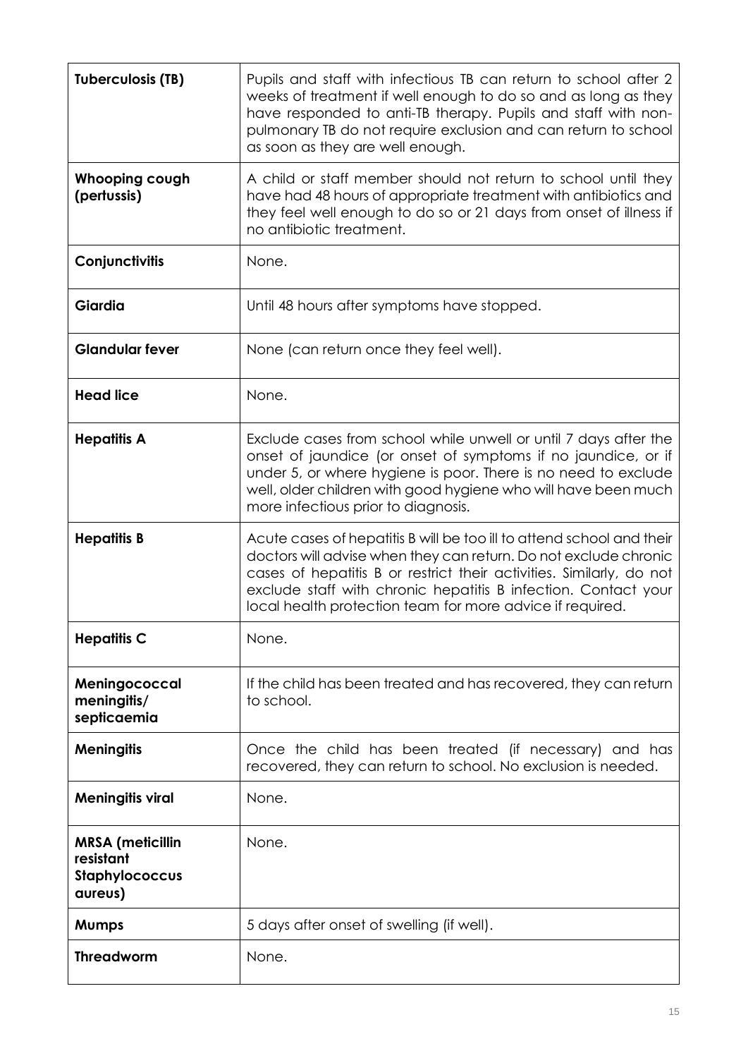| **Tuberculosis (TB)** | Pupils and staff with infectious TB can return to school after 2 weeks of treatment if well enough to do so and as long as they have responded to anti-TB therapy. Pupils and staff with non-pulmonary TB do not require exclusion and can return to school as soon as they are well enough. |
|---|---|
| **Whooping cough (pertussis)** | A child or staff member should not return to school until they have had 48 hours of appropriate treatment with antibiotics and they feel well enough to do so or 21 days from onset of illness if no antibiotic treatment. |
| **Conjunctivitis** | None. |
| **Giardia** | Until 48 hours after symptoms have stopped. |
| **Glandular fever** | None (can return once they feel well). |
| **Head lice** | None. |
| **Hepatitis A** | Exclude cases from school while unwell or until 7 days after the onset of jaundice (or onset of symptoms if no jaundice, or if under 5, or where hygiene is poor. There is no need to exclude well, older children with good hygiene who will have been much more infectious prior to diagnosis. |
| **Hepatitis B** | Acute cases of hepatitis B will be too ill to attend school and their doctors will advise when they can return. Do not exclude chronic cases of hepatitis B or restrict their activities. Similarly, do not exclude staff with chronic hepatitis B infection. Contact your local health protection team for more advice if required. |
| **Hepatitis C** | None. |
| **Meningococcal meningitis/ septicaemia** | If the child has been treated and has recovered, they can return to school. |
| **Meningitis** | Once the child has been treated (if necessary) and has recovered, they can return to school. No exclusion is needed. |
| **Meningitis viral** | None. |
| **MRSA (meticillin resistant Staphylococcus aureus)** | None. |
| **Mumps** | 5 days after onset of swelling (if well). |
| **Threadworm** | None. |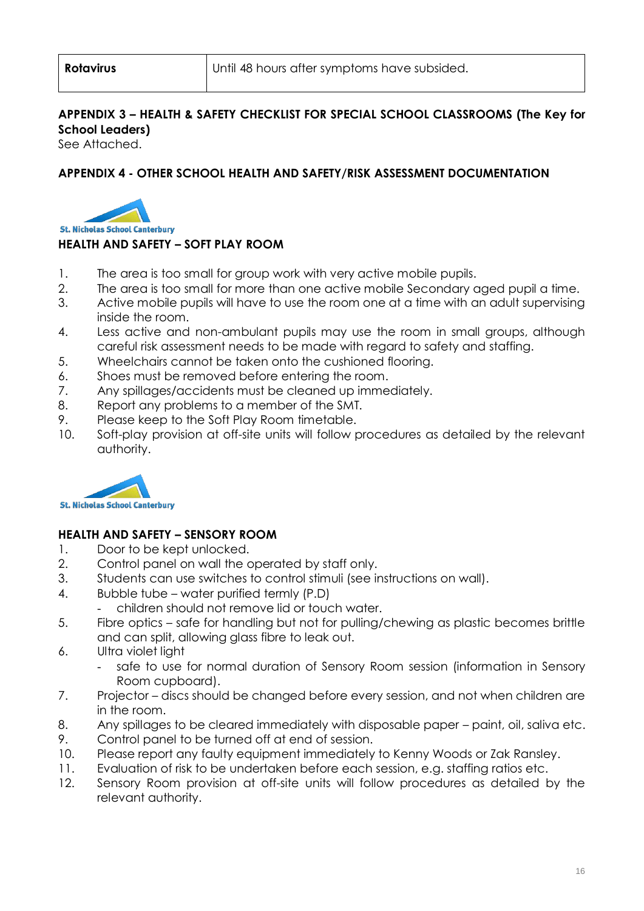| Rotavirus | Until 48 hours after symptoms have subsided. |
|---|---|

**APPENDIX 3 – HEALTH & SAFETY CHECKLIST FOR SPECIAL SCHOOL CLASSROOMS (The Key for School Leaders)**

See Attached.

**APPENDIX 4 - OTHER SCHOOL HEALTH AND SAFETY/RISK ASSESSMENT DOCUMENTATION**

St. Nicholas School Canterbury

**HEALTH AND SAFETY – SOFT PLAY ROOM**

1. The area is too small for group work with very active mobile pupils.
2. The area is too small for more than one active mobile Secondary aged pupil a time.
3. Active mobile pupils will have to use the room one at a time with an adult supervising inside the room.
4. Less active and non-ambulant pupils may use the room in small groups, although careful risk assessment needs to be made with regard to safety and staffing.
5. Wheelchairs cannot be taken onto the cushioned flooring.
6. Shoes must be removed before entering the room.
7. Any spillages/accidents must be cleaned up immediately.
8. Report any problems to a member of the SMT.
9. Please keep to the Soft Play Room timetable.
10. Soft-play provision at off-site units will follow procedures as detailed by the relevant authority.

St. Nicholas School Canterbury

**HEALTH AND SAFETY – SENSORY ROOM**

1. Door to be kept unlocked.
2. Control panel on wall the operated by staff only.
3. Students can use switches to control stimuli (see instructions on wall).
4. Bubble tube – water purified termly (P.D)
   - children should not remove lid or touch water.
5. Fibre optics – safe for handling but not for pulling/chewing as plastic becomes brittle and can split, allowing glass fibre to leak out.
6. Ultra violet light
   - safe to use for normal duration of Sensory Room session (information in Sensory Room cupboard).
7. Projector – discs should be changed before every session, and not when children are in the room.
8. Any spillages to be cleared immediately with disposable paper – paint, oil, saliva etc.
9. Control panel to be turned off at end of session.
10. Please report any faulty equipment immediately to Kenny Woods or Zak Ransley.
11. Evaluation of risk to be undertaken before each session, e.g. staffing ratios etc.
12. Sensory Room provision at off-site units will follow procedures as detailed by the relevant authority.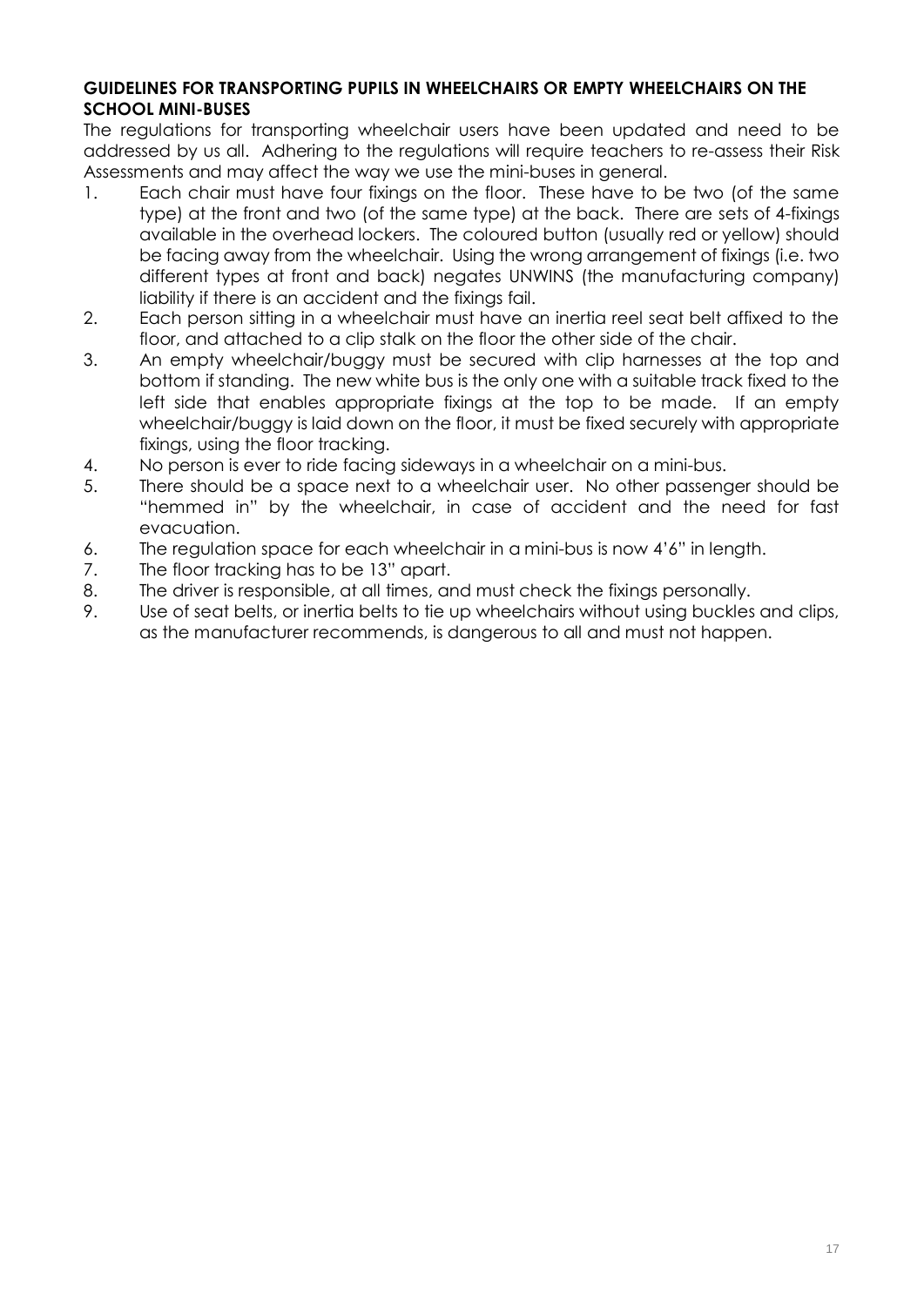**GUIDELINES FOR TRANSPORTING PUPILS IN WHEELCHAIRS OR EMPTY WHEELCHAIRS ON THE SCHOOL MINI-BUSES**

The regulations for transporting wheelchair users have been updated and need to be addressed by us all. Adhering to the regulations will require teachers to re-assess their Risk Assessments and may affect the way we use the mini-buses in general.

1. Each chair must have four fixings on the floor. These have to be two (of the same type) at the front and two (of the same type) at the back. There are sets of 4-fixings available in the overhead lockers. The coloured button (usually red or yellow) should be facing away from the wheelchair. Using the wrong arrangement of fixings (i.e. two different types at front and back) negates UNWINS (the manufacturing company) liability if there is an accident and the fixings fail.
2. Each person sitting in a wheelchair must have an inertia reel seat belt affixed to the floor, and attached to a clip stalk on the floor the other side of the chair.
3. An empty wheelchair/buggy must be secured with clip harnesses at the top and bottom if standing. The new white bus is the only one with a suitable track fixed to the left side that enables appropriate fixings at the top to be made. If an empty wheelchair/buggy is laid down on the floor, it must be fixed securely with appropriate fixings, using the floor tracking.
4. No person is ever to ride facing sideways in a wheelchair on a mini-bus.
5. There should be a space next to a wheelchair user. No other passenger should be "hemmed in" by the wheelchair, in case of accident and the need for fast evacuation.
6. The regulation space for each wheelchair in a mini-bus is now 4'6" in length.
7. The floor tracking has to be 13" apart.
8. The driver is responsible, at all times, and must check the fixings personally.
9. Use of seat belts, or inertia belts to tie up wheelchairs without using buckles and clips, as the manufacturer recommends, is dangerous to all and must not happen.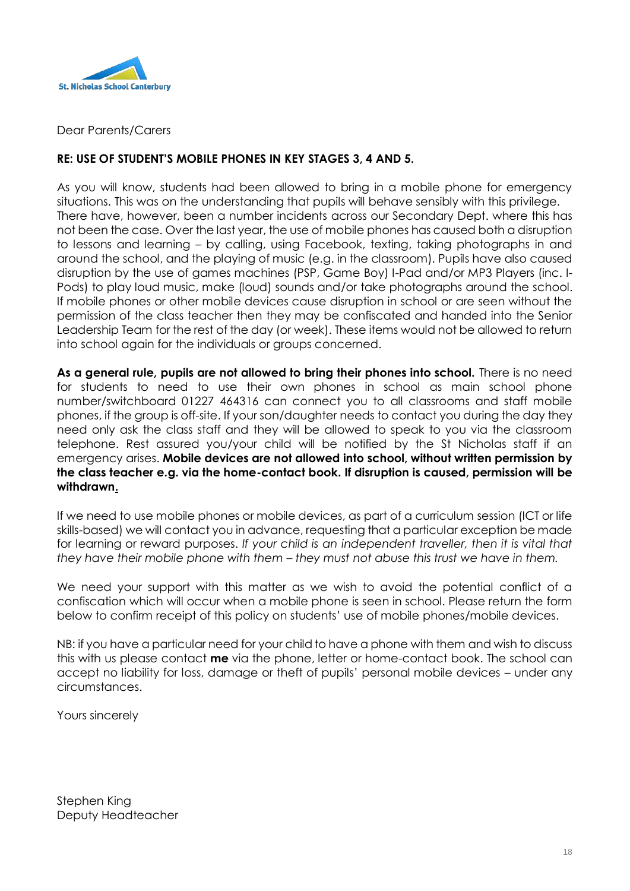St. Nicholas School Canterbury

Dear Parents/Carers

**RE: USE OF STUDENT'S MOBILE PHONES IN KEY STAGES 3, 4 AND 5.**

As you will know, students had been allowed to bring in a mobile phone for emergency situations. This was on the understanding that pupils will behave sensibly with this privilege. There have, however, been a number incidents across our Secondary Dept. where this has not been the case. Over the last year, the use of mobile phones has caused both a disruption to lessons and learning – by calling, using Facebook, texting, taking photographs in and around the school, and the playing of music (e.g. in the classroom). Pupils have also caused disruption by the use of games machines (PSP, Game Boy) I-Pad and/or MP3 Players (inc. I-Pods) to play loud music, make (loud) sounds and/or take photographs around the school. If mobile phones or other mobile devices cause disruption in school or are seen without the permission of the class teacher then they may be confiscated and handed into the Senior Leadership Team for the rest of the day (or week). These items would not be allowed to return into school again for the individuals or groups concerned.

**As a general rule, pupils are not allowed to bring their phones into school.** There is no need for students to need to use their own phones in school as main school phone number/switchboard 01227 464316 can connect you to all classrooms and staff mobile phones, if the group is off-site. If your son/daughter needs to contact you during the day they need only ask the class staff and they will be allowed to speak to you via the classroom telephone. Rest assured you/your child will be notified by the St Nicholas staff if an emergency arises. **Mobile devices are not allowed into school, without written permission by the class teacher e.g. via the home-contact book. If disruption is caused, permission will be withdrawn.**

If we need to use mobile phones or mobile devices, as part of a curriculum session (ICT or life skills-based) we will contact you in advance, requesting that a particular exception be made for learning or reward purposes. *If your child is an independent traveller, then it is vital that they have their mobile phone with them – they must not abuse this trust we have in them.*

We need your support with this matter as we wish to avoid the potential conflict of a confiscation which will occur when a mobile phone is seen in school. Please return the form below to confirm receipt of this policy on students' use of mobile phones/mobile devices.

NB: if you have a particular need for your child to have a phone with them and wish to discuss this with us please contact **me** via the phone, letter or home-contact book. The school can accept no liability for loss, damage or theft of pupils' personal mobile devices – under any circumstances.

Yours sincerely

Stephen King
Deputy Headteacher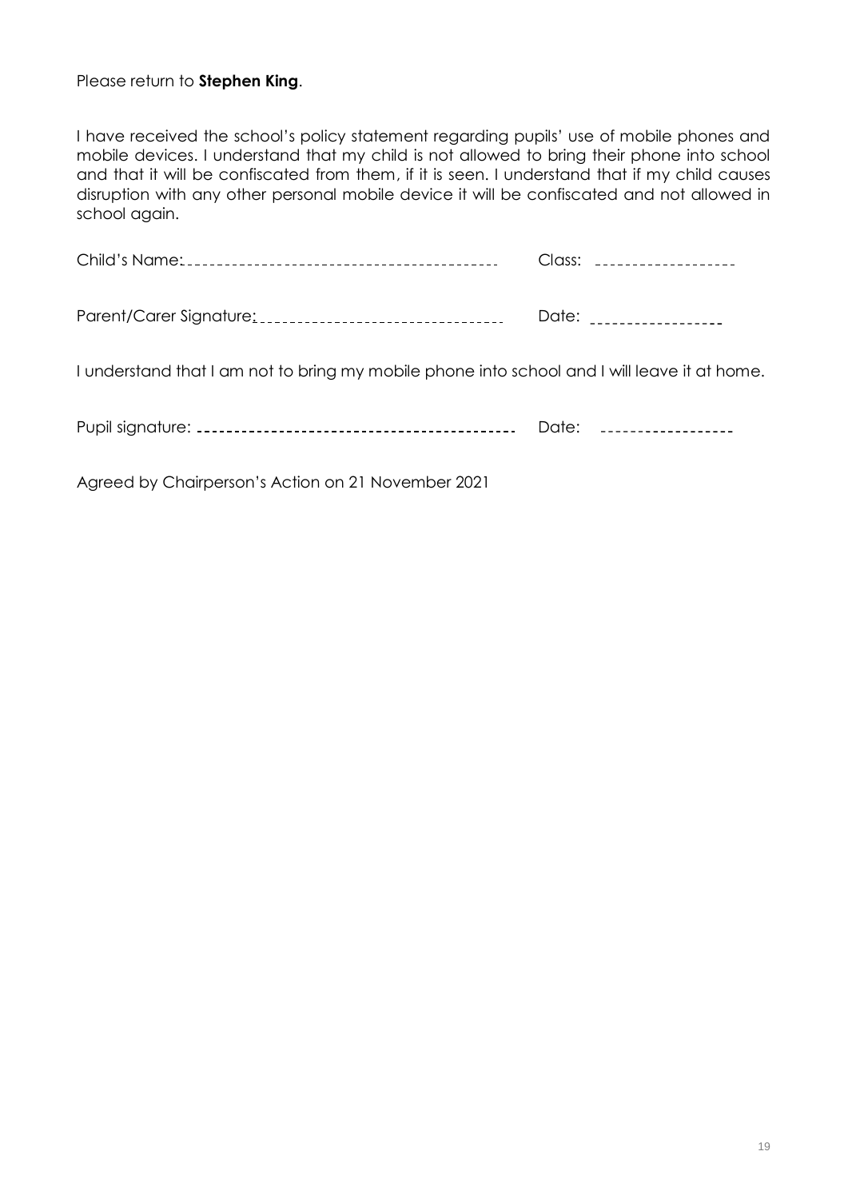Please return to **Stephen King**.

I have received the school's policy statement regarding pupils' use of mobile phones and mobile devices. I understand that my child is not allowed to bring their phone into school and that it will be confiscated from them, if it is seen. I understand that if my child causes disruption with any other personal mobile device it will be confiscated and not allowed in school again.

Child's Name: ________________________________________ Class: __________________

Parent/Carer Signature: ________________________________ Date: _________________

I understand that I am not to bring my mobile phone into school and I will leave it at home.

Pupil signature: _______________________________________ Date: _________________

Agreed by Chairperson's Action on 21 November 2021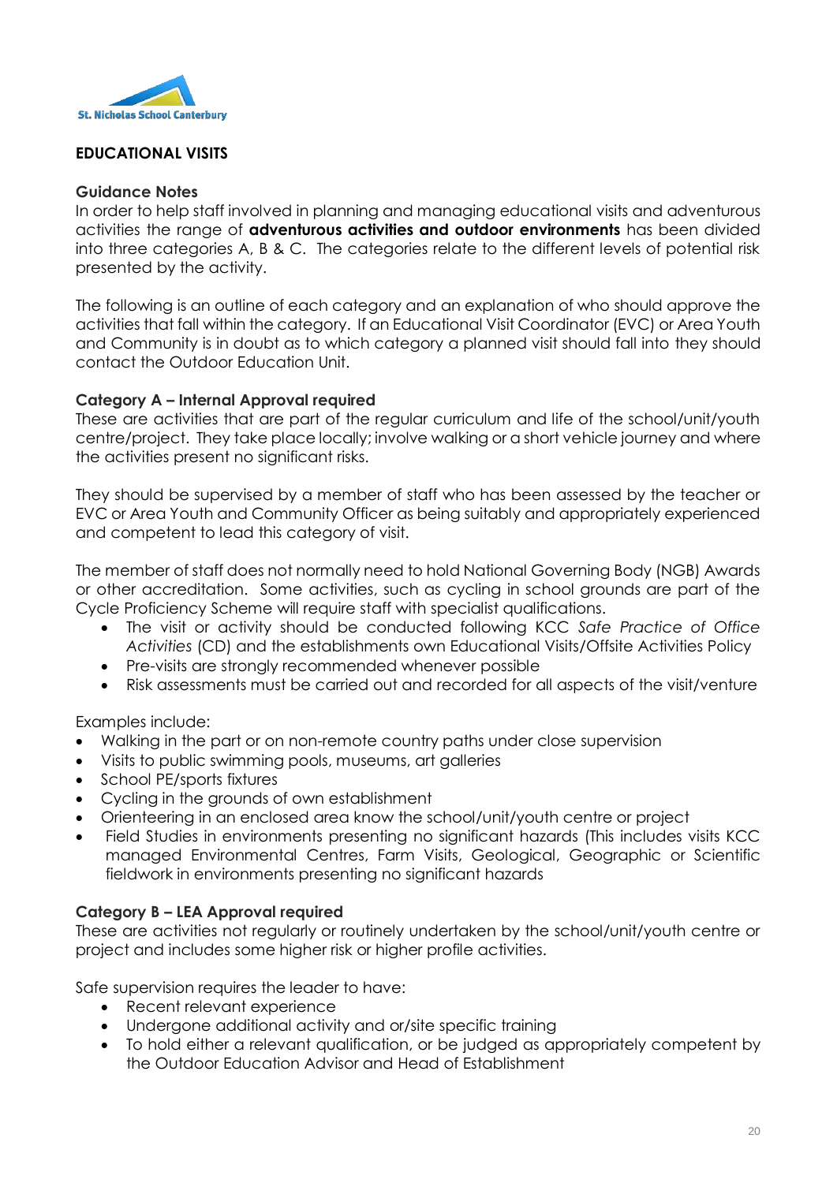St. Nicholas School Canterbury

## EDUCATIONAL VISITS

### Guidance Notes

In order to help staff involved in planning and managing educational visits and adventurous activities the range of **adventurous activities and outdoor environments** has been divided into three categories A, B & C. The categories relate to the different levels of potential risk presented by the activity.

The following is an outline of each category and an explanation of who should approve the activities that fall within the category. If an Educational Visit Coordinator (EVC) or Area Youth and Community is in doubt as to which category a planned visit should fall into they should contact the Outdoor Education Unit.

### Category A – Internal Approval required

These are activities that are part of the regular curriculum and life of the school/unit/youth centre/project. They take place locally; involve walking or a short vehicle journey and where the activities present no significant risks.

They should be supervised by a member of staff who has been assessed by the teacher or EVC or Area Youth and Community Officer as being suitably and appropriately experienced and competent to lead this category of visit.

The member of staff does not normally need to hold National Governing Body (NGB) Awards or other accreditation. Some activities, such as cycling in school grounds are part of the Cycle Proficiency Scheme will require staff with specialist qualifications.

- The visit or activity should be conducted following KCC *Safe Practice of Office Activities* (CD) and the establishments own Educational Visits/Offsite Activities Policy
- Pre-visits are strongly recommended whenever possible
- Risk assessments must be carried out and recorded for all aspects of the visit/venture

Examples include:

- Walking in the part or on non-remote country paths under close supervision
- Visits to public swimming pools, museums, art galleries
- School PE/sports fixtures
- Cycling in the grounds of own establishment
- Orienteering in an enclosed area know the school/unit/youth centre or project
- Field Studies in environments presenting no significant hazards (This includes visits KCC managed Environmental Centres, Farm Visits, Geological, Geographic or Scientific fieldwork in environments presenting no significant hazards

### Category B – LEA Approval required

These are activities not regularly or routinely undertaken by the school/unit/youth centre or project and includes some higher risk or higher profile activities.

Safe supervision requires the leader to have:

- Recent relevant experience
- Undergone additional activity and or/site specific training
- To hold either a relevant qualification, or be judged as appropriately competent by the Outdoor Education Advisor and Head of Establishment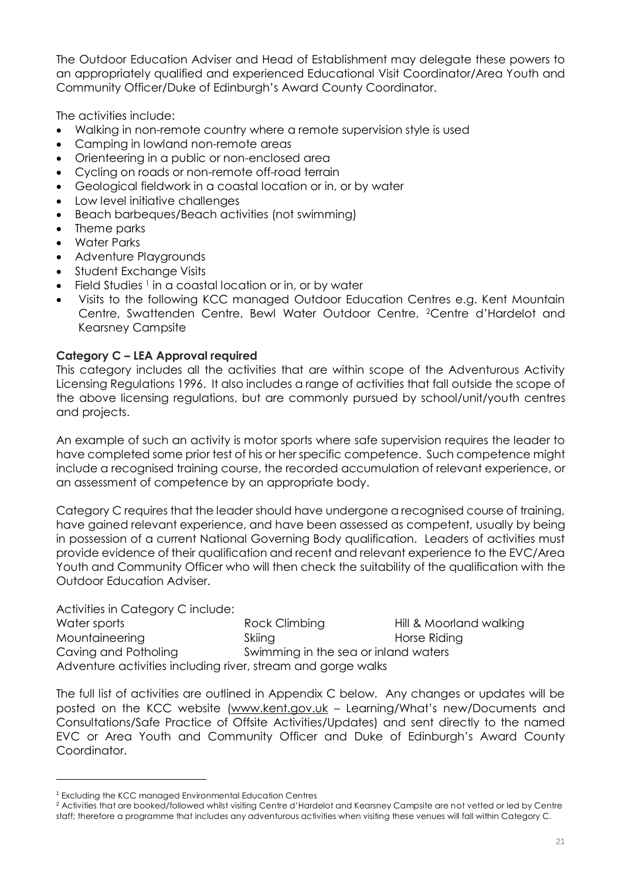The Outdoor Education Adviser and Head of Establishment may delegate these powers to an appropriately qualified and experienced Educational Visit Coordinator/Area Youth and Community Officer/Duke of Edinburgh's Award County Coordinator.

The activities include:

- Walking in non-remote country where a remote supervision style is used
- Camping in lowland non-remote areas
- Orienteering in a public or non-enclosed area
- Cycling on roads or non-remote off-road terrain
- Geological fieldwork in a coastal location or in, or by water
- Low level initiative challenges
- Beach barbeques/Beach activities (not swimming)
- Theme parks
- Water Parks
- Adventure Playgrounds
- Student Exchange Visits
- Field Studies [1] in a coastal location or in, or by water
- Visits to the following KCC managed Outdoor Education Centres e.g. Kent Mountain Centre, Swattenden Centre, Bewl Water Outdoor Centre, [2]Centre d'Hardelot and Kearsney Campsite

**Category C – LEA Approval required**

This category includes all the activities that are within scope of the Adventurous Activity Licensing Regulations 1996. It also includes a range of activities that fall outside the scope of the above licensing regulations, but are commonly pursued by school/unit/youth centres and projects.

An example of such an activity is motor sports where safe supervision requires the leader to have completed some prior test of his or her specific competence. Such competence might include a recognised training course, the recorded accumulation of relevant experience, or an assessment of competence by an appropriate body.

Category C requires that the leader should have undergone a recognised course of training, have gained relevant experience, and have been assessed as competent, usually by being in possession of a current National Governing Body qualification. Leaders of activities must provide evidence of their qualification and recent and relevant experience to the EVC/Area Youth and Community Officer who will then check the suitability of the qualification with the Outdoor Education Adviser.

Activities in Category C include:

Water sports | Rock Climbing | Hill & Moorland walking
Mountaineering | Skiing | Horse Riding
Caving and Potholing | Swimming in the sea or inland waters
Adventure activities including river, stream and gorge walks

The full list of activities are outlined in Appendix C below. Any changes or updates will be posted on the KCC website (www.kent.gov.uk – Learning/What's new/Documents and Consultations/Safe Practice of Offsite Activities/Updates) and sent directly to the named EVC or Area Youth and Community Officer and Duke of Edinburgh's Award County Coordinator.

---

[1] Excluding the KCC managed Environmental Education Centres

[2] Activities that are booked/followed whilst visiting Centre d'Hardelot and Kearsney Campsite are not vetted or led by Centre staff; therefore a programme that includes any adventurous activities when visiting these venues will fall within Category C.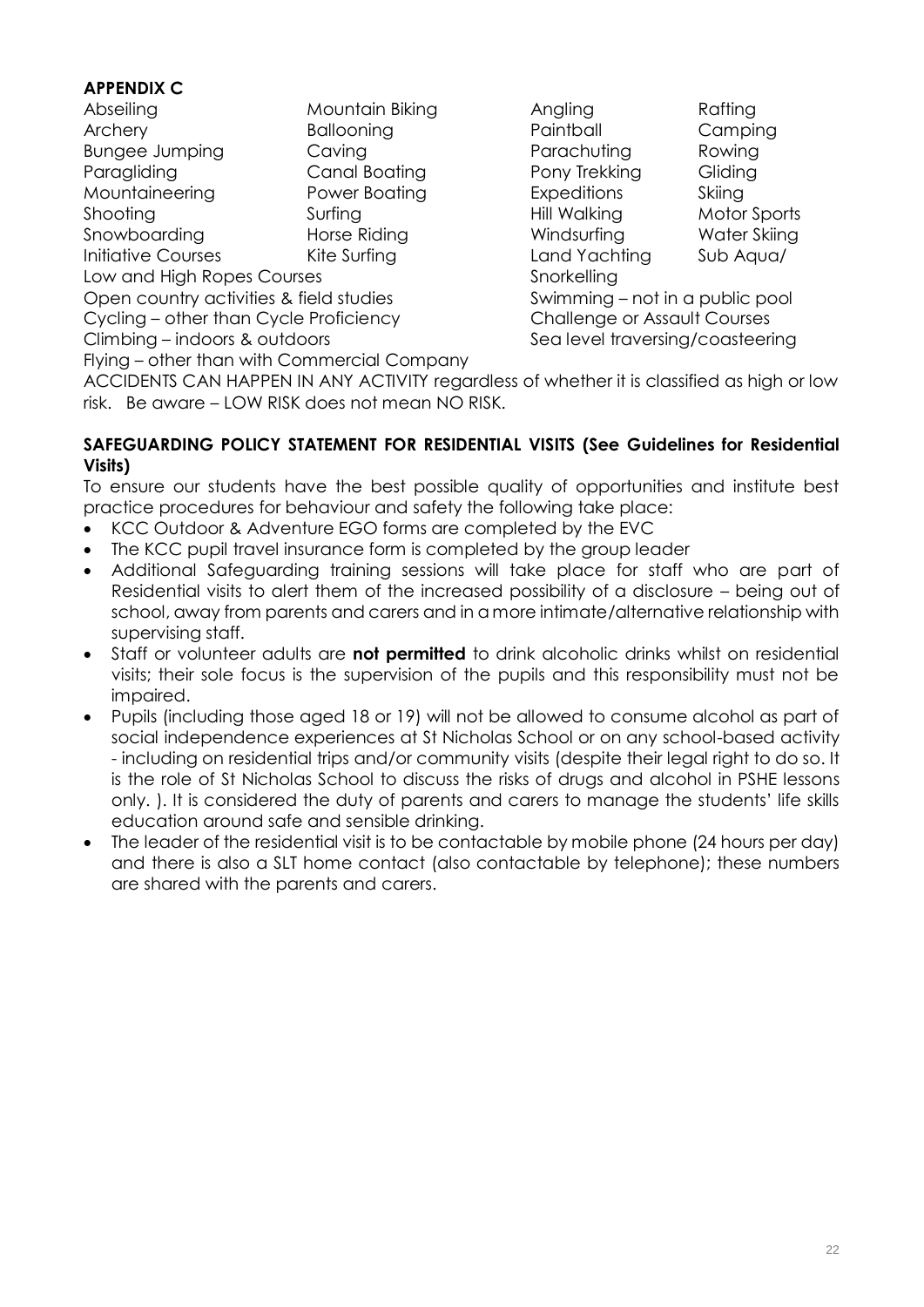**APPENDIX C**

| | | | |
|---|---|---|---|
| Abseiling | Mountain Biking | Angling | Rafting |
| Archery | Ballooning | Paintball | Camping |
| Bungee Jumping | Caving | Parachuting | Rowing |
| Paragliding | Canal Boating | Pony Trekking | Gliding |
| Mountaineering | Power Boating | Expeditions | Skiing |
| Shooting | Surfing | Hill Walking | Motor Sports |
| Snowboarding | Horse Riding | Windsurfing | Water Skiing |
| Initiative Courses | Kite Surfing | Land Yachting | Sub Aqua/ Snorkelling |
| Low and High Ropes Courses | | Swimming – not in a public pool | |
| Open country activities & field studies | | Challenge or Assault Courses | |
| Cycling – other than Cycle Proficiency | | Sea level traversing/coasteering | |
| Climbing – indoors & outdoors | | | |
| Flying – other than with Commercial Company | | | |

ACCIDENTS CAN HAPPEN IN ANY ACTIVITY regardless of whether it is classified as high or low risk. Be aware – LOW RISK does not mean NO RISK.

**SAFEGUARDING POLICY STATEMENT FOR RESIDENTIAL VISITS (See Guidelines for Residential Visits)**

To ensure our students have the best possible quality of opportunities and institute best practice procedures for behaviour and safety the following take place:

- KCC Outdoor & Adventure EGO forms are completed by the EVC
- The KCC pupil travel insurance form is completed by the group leader
- Additional Safeguarding training sessions will take place for staff who are part of Residential visits to alert them of the increased possibility of a disclosure – being out of school, away from parents and carers and in a more intimate/alternative relationship with supervising staff.
- Staff or volunteer adults are **not permitted** to drink alcoholic drinks whilst on residential visits; their sole focus is the supervision of the pupils and this responsibility must not be impaired.
- Pupils (including those aged 18 or 19) will not be allowed to consume alcohol as part of social independence experiences at St Nicholas School or on any school-based activity - including on residential trips and/or community visits (despite their legal right to do so. It is the role of St Nicholas School to discuss the risks of drugs and alcohol in PSHE lessons only. ). It is considered the duty of parents and carers to manage the students' life skills education around safe and sensible drinking.
- The leader of the residential visit is to be contactable by mobile phone (24 hours per day) and there is also a SLT home contact (also contactable by telephone); these numbers are shared with the parents and carers.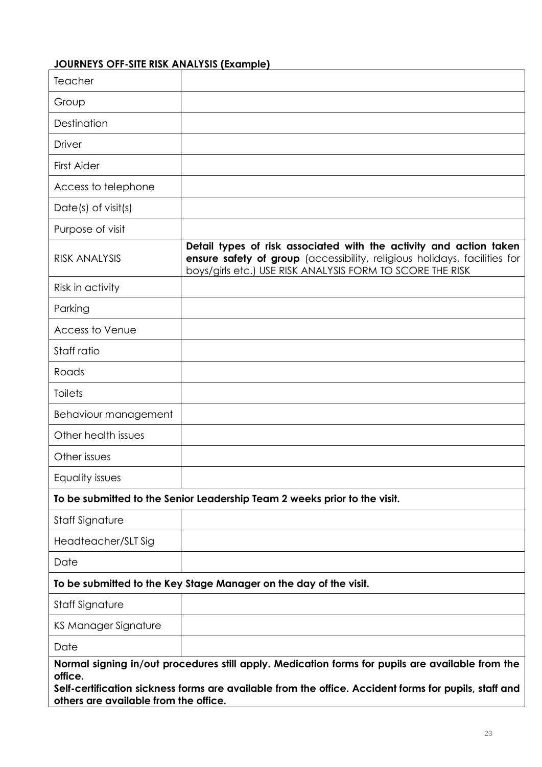**JOURNEYS OFF-SITE RISK ANALYSIS (Example)**

| Teacher | |
|---|---|
| Group | |
| Destination | |
| Driver | |
| First Aider | |
| Access to telephone | |
| Date(s) of visit(s) | |
| Purpose of visit | |
| RISK ANALYSIS | **Detail types of risk associated with the activity and action taken ensure safety of group** (accessibility, religious holidays, facilities for boys/girls etc.) USE RISK ANALYSIS FORM TO SCORE THE RISK |
| Risk in activity | |
| Parking | |
| Access to Venue | |
| Staff ratio | |
| Roads | |
| Toilets | |
| Behaviour management | |
| Other health issues | |
| Other issues | |
| Equality issues | |
| **To be submitted to the Senior Leadership Team 2 weeks prior to the visit.** | |
| Staff Signature | |
| Headteacher/SLT Sig | |
| Date | |
| **To be submitted to the Key Stage Manager on the day of the visit.** | |
| Staff Signature | |
| KS Manager Signature | |
| Date | |

**Normal signing in/out procedures still apply. Medication forms for pupils are available from the office.**
**Self-certification sickness forms are available from the office. Accident forms for pupils, staff and others are available from the office.**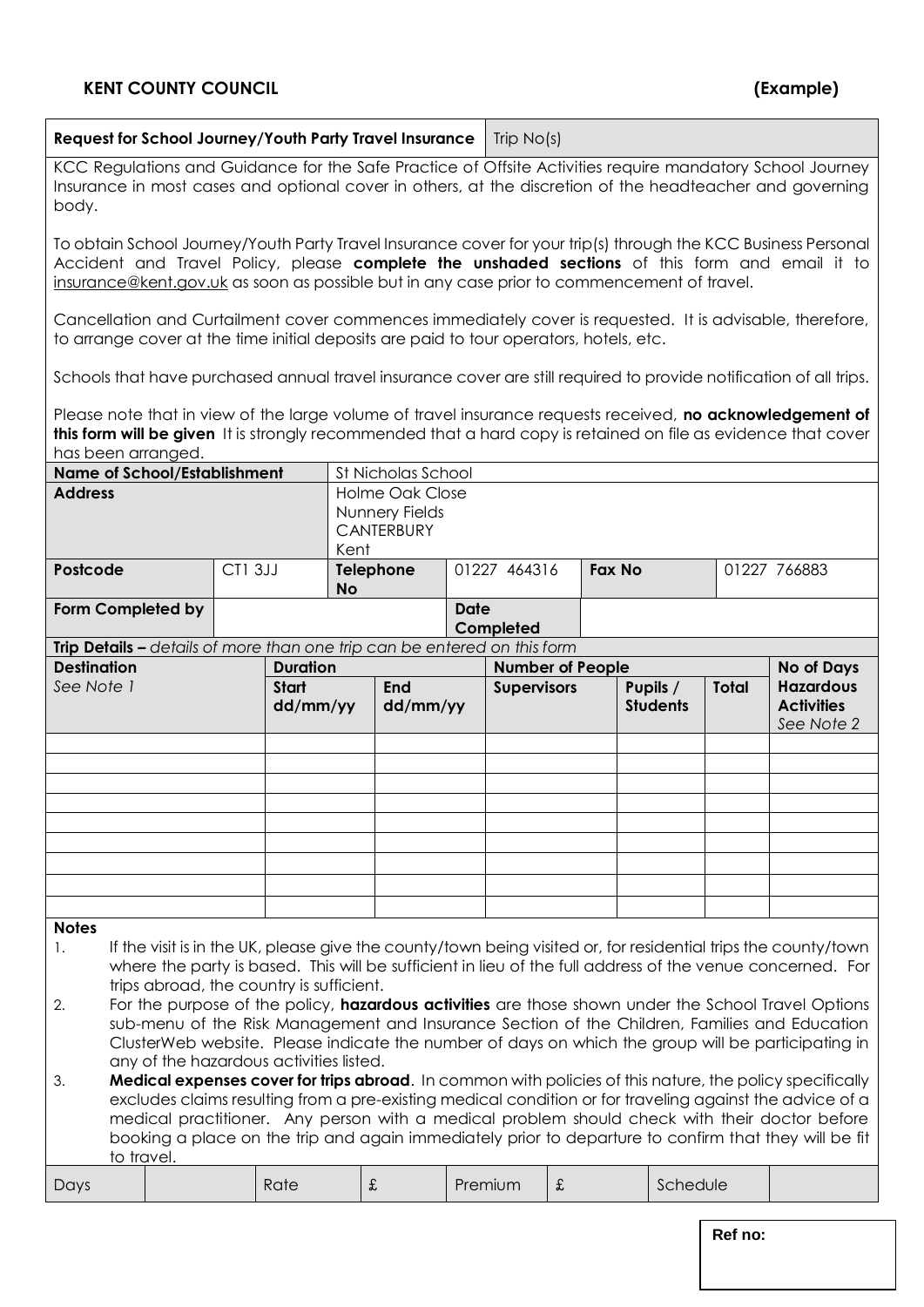**KENT COUNTY COUNCIL** **(Example)**

| **Request for School Journey/Youth Party Travel Insurance** | Trip No(s) |
|---|---|

KCC Regulations and Guidance for the Safe Practice of Offsite Activities require mandatory School Journey Insurance in most cases and optional cover in others, at the discretion of the headteacher and governing body.

To obtain School Journey/Youth Party Travel Insurance cover for your trip(s) through the KCC Business Personal Accident and Travel Policy, please **complete the unshaded sections** of this form and email it to insurance@kent.gov.uk as soon as possible but in any case prior to commencement of travel.

Cancellation and Curtailment cover commences immediately cover is requested. It is advisable, therefore, to arrange cover at the time initial deposits are paid to tour operators, hotels, etc.

Schools that have purchased annual travel insurance cover are still required to provide notification of all trips.

Please note that in view of the large volume of travel insurance requests received, **no acknowledgement of this form will be given** It is strongly recommended that a hard copy is retained on file as evidence that cover has been arranged.

| **Name of School/Establishment** | | St Nicholas School | | | |
|---|---|---|---|---|---|
| **Address** | | Holme Oak Close<br>Nunnery Fields<br>CANTERBURY<br>Kent | | | |
| **Postcode** | CT1 3JJ | **Telephone No** | 01227 464316 | **Fax No** | 01227 766883 |
| **Form Completed by** | | | **Date Completed** | | |

**Trip Details –** *details of more than one trip can be entered on this form*

| **Destination** | **Duration** | | **Number of People** | | | **No of Days** |
|---|---|---|---|---|---|---|
| *See Note 1* | **Start dd/mm/yy** | **End dd/mm/yy** | **Supervisors** | **Pupils / Students** | **Total** | **Hazardous Activities** *See Note 2* |
| | | | | | | |
| | | | | | | |
| | | | | | | |
| | | | | | | |
| | | | | | | |
| | | | | | | |
| | | | | | | |
| | | | | | | |
| | | | | | | |

**Notes**

1. If the visit is in the UK, please give the county/town being visited or, for residential trips the county/town where the party is based. This will be sufficient in lieu of the full address of the venue concerned. For trips abroad, the country is sufficient.
2. For the purpose of the policy, **hazardous activities** are those shown under the School Travel Options sub-menu of the Risk Management and Insurance Section of the Children, Families and Education ClusterWeb website. Please indicate the number of days on which the group will be participating in any of the hazardous activities listed.
3. **Medical expenses cover for trips abroad**. In common with policies of this nature, the policy specifically excludes claims resulting from a pre-existing medical condition or for traveling against the advice of a medical practitioner. Any person with a medical problem should check with their doctor before booking a place on the trip and again immediately prior to departure to confirm that they will be fit to travel.

| Days | | Rate | £ | Premium | £ | Schedule | |
|---|---|---|---|---|---|---|---|

| **Ref no:** |
|---|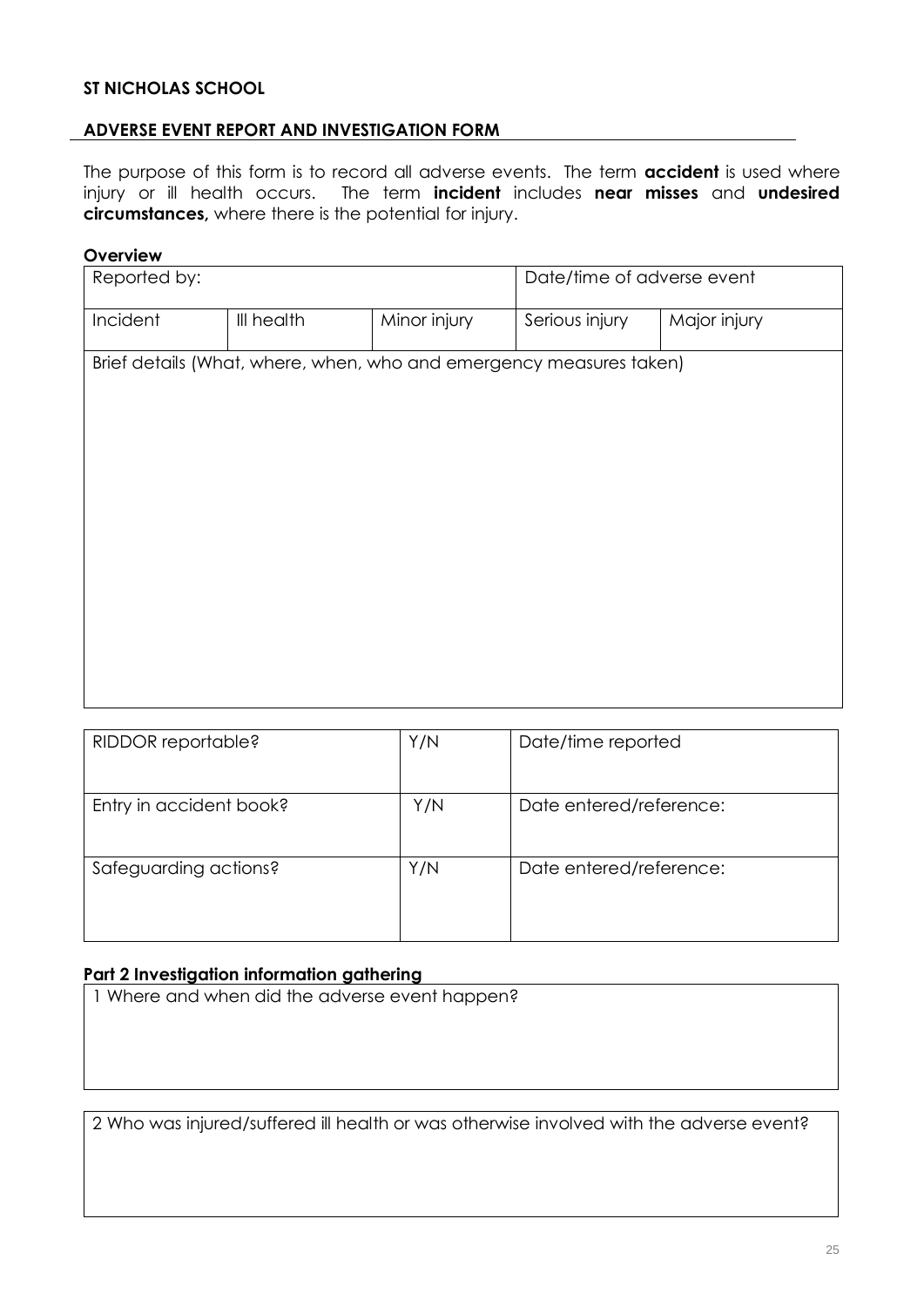**ST NICHOLAS SCHOOL**

## ADVERSE EVENT REPORT AND INVESTIGATION FORM

The purpose of this form is to record all adverse events. The term **accident** is used where injury or ill health occurs. The term **incident** includes **near misses** and **undesired circumstances,** where there is the potential for injury.

**Overview**

| Reported by: | | | Date/time of adverse event | |
|---|---|---|---|---|
| Incident | Ill health | Minor injury | Serious injury | Major injury |
| Brief details (What, where, when, who and emergency measures taken) | | | | |

| RIDDOR reportable? | Y/N | Date/time reported |
|---|---|---|
| Entry in accident book? | Y/N | Date entered/reference: |
| Safeguarding actions? | Y/N | Date entered/reference: |

**Part 2 Investigation information gathering**

| 1 Where and when did the adverse event happen? |
|---|
| |

| 2 Who was injured/suffered ill health or was otherwise involved with the adverse event? |
|---|
| |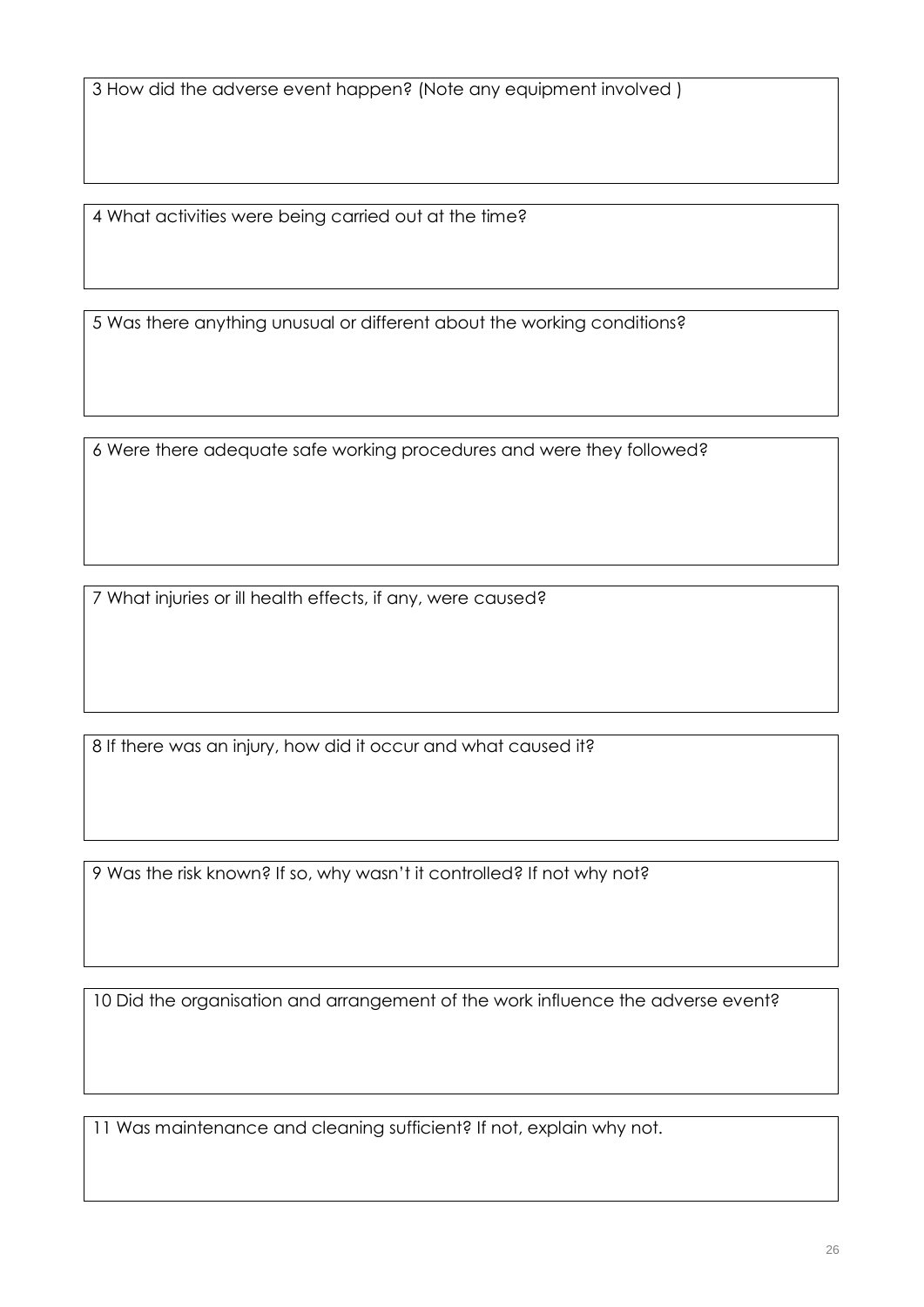3 How did the adverse event happen? (Note any equipment involved )

4 What activities were being carried out at the time?

5 Was there anything unusual or different about the working conditions?

6 Were there adequate safe working procedures and were they followed?

7 What injuries or ill health effects, if any, were caused?

8 If there was an injury, how did it occur and what caused it?

9 Was the risk known? If so, why wasn't it controlled? If not why not?

10 Did the organisation and arrangement of the work influence the adverse event?

11 Was maintenance and cleaning sufficient? If not, explain why not.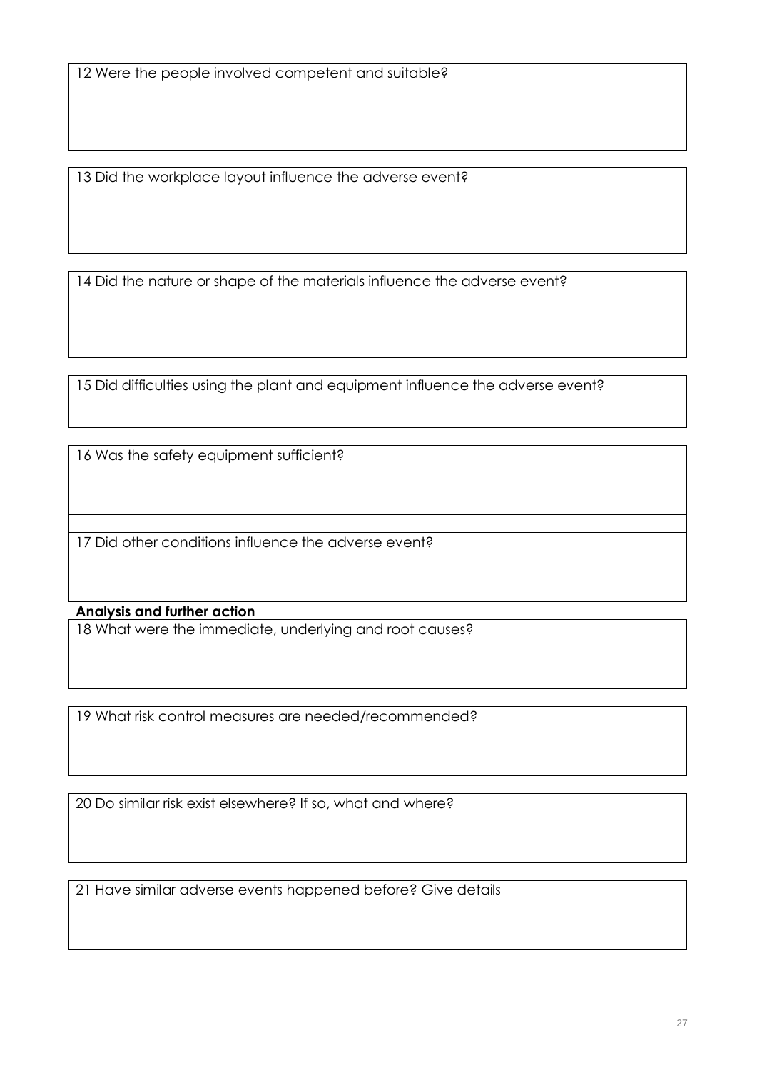12 Were the people involved competent and suitable?

13 Did the workplace layout influence the adverse event?

14 Did the nature or shape of the materials influence the adverse event?

15 Did difficulties using the plant and equipment influence the adverse event?

16 Was the safety equipment sufficient?

17 Did other conditions influence the adverse event?

**Analysis and further action**

18 What were the immediate, underlying and root causes?

19 What risk control measures are needed/recommended?

20 Do similar risk exist elsewhere? If so, what and where?

21 Have similar adverse events happened before? Give details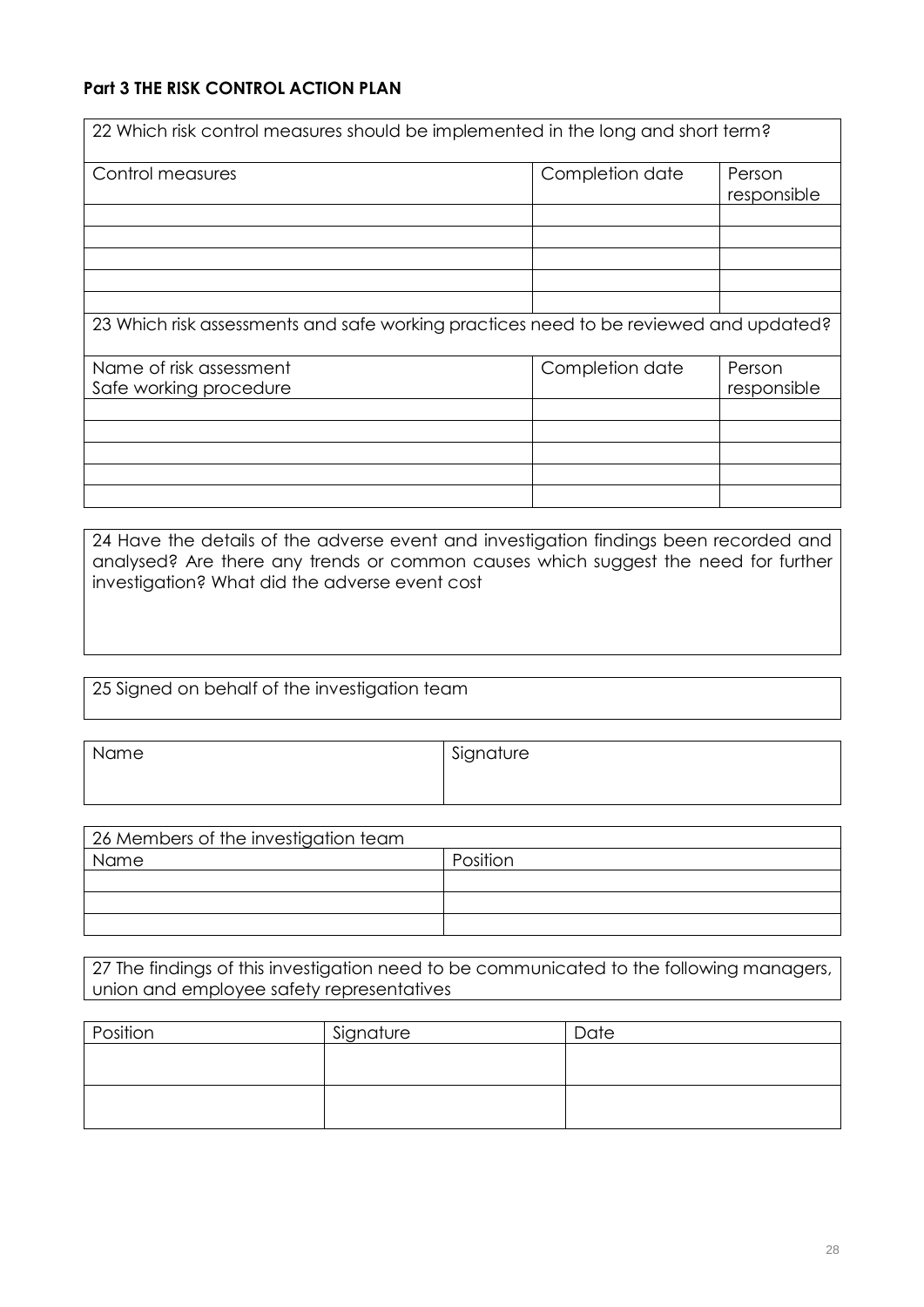**Part 3 THE RISK CONTROL ACTION PLAN**

| 22 Which risk control measures should be implemented in the long and short term? | | |
|---|---|---|
| Control measures | Completion date | Person responsible |
| | | |
| | | |
| | | |
| | | |
| | | |

| 23 Which risk assessments and safe working practices need to be reviewed and updated? | | |
|---|---|---|
| Name of risk assessment<br>Safe working procedure | Completion date | Person responsible |
| | | |
| | | |
| | | |
| | | |
| | | |

| 24 Have the details of the adverse event and investigation findings been recorded and analysed? Are there any trends or common causes which suggest the need for further investigation? What did the adverse event cost |
|---|
| |

| 25 Signed on behalf of the investigation team |
|---|

| Name | Signature |
|---|---|
| | |

| 26 Members of the investigation team | |
|---|---|
| Name | Position |
| | |
| | |
| | |

| 27 The findings of this investigation need to be communicated to the following managers, union and employee safety representatives |
|---|

| Position | Signature | Date |
|---|---|---|
| | | |
| | | |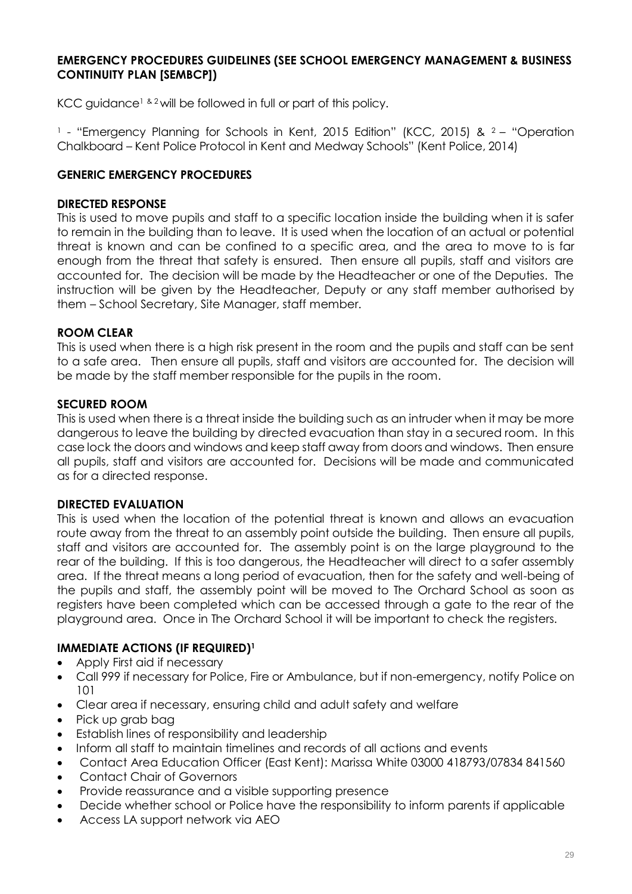## EMERGENCY PROCEDURES GUIDELINES (SEE SCHOOL EMERGENCY MANAGEMENT & BUSINESS CONTINUITY PLAN [SEMBCP])

KCC guidance[1 & 2] will be followed in full or part of this policy.

[1] - "Emergency Planning for Schools in Kent, 2015 Edition" (KCC, 2015) & [2] – "Operation Chalkboard – Kent Police Protocol in Kent and Medway Schools" (Kent Police, 2014)

### GENERIC EMERGENCY PROCEDURES

#### DIRECTED RESPONSE

This is used to move pupils and staff to a specific location inside the building when it is safer to remain in the building than to leave. It is used when the location of an actual or potential threat is known and can be confined to a specific area, and the area to move to is far enough from the threat that safety is ensured. Then ensure all pupils, staff and visitors are accounted for. The decision will be made by the Headteacher or one of the Deputies. The instruction will be given by the Headteacher, Deputy or any staff member authorised by them – School Secretary, Site Manager, staff member.

#### ROOM CLEAR

This is used when there is a high risk present in the room and the pupils and staff can be sent to a safe area. Then ensure all pupils, staff and visitors are accounted for. The decision will be made by the staff member responsible for the pupils in the room.

#### SECURED ROOM

This is used when there is a threat inside the building such as an intruder when it may be more dangerous to leave the building by directed evacuation than stay in a secured room. In this case lock the doors and windows and keep staff away from doors and windows. Then ensure all pupils, staff and visitors are accounted for. Decisions will be made and communicated as for a directed response.

#### DIRECTED EVALUATION

This is used when the location of the potential threat is known and allows an evacuation route away from the threat to an assembly point outside the building. Then ensure all pupils, staff and visitors are accounted for. The assembly point is on the large playground to the rear of the building. If this is too dangerous, the Headteacher will direct to a safer assembly area. If the threat means a long period of evacuation, then for the safety and well-being of the pupils and staff, the assembly point will be moved to The Orchard School as soon as registers have been completed which can be accessed through a gate to the rear of the playground area. Once in The Orchard School it will be important to check the registers.

#### IMMEDIATE ACTIONS (IF REQUIRED)[1]

- Apply First aid if necessary
- Call 999 if necessary for Police, Fire or Ambulance, but if non-emergency, notify Police on 101
- Clear area if necessary, ensuring child and adult safety and welfare
- Pick up grab bag
- Establish lines of responsibility and leadership
- Inform all staff to maintain timelines and records of all actions and events
- Contact Area Education Officer (East Kent): Marissa White 03000 418793/07834 841560
- Contact Chair of Governors
- Provide reassurance and a visible supporting presence
- Decide whether school or Police have the responsibility to inform parents if applicable
- Access LA support network via AEO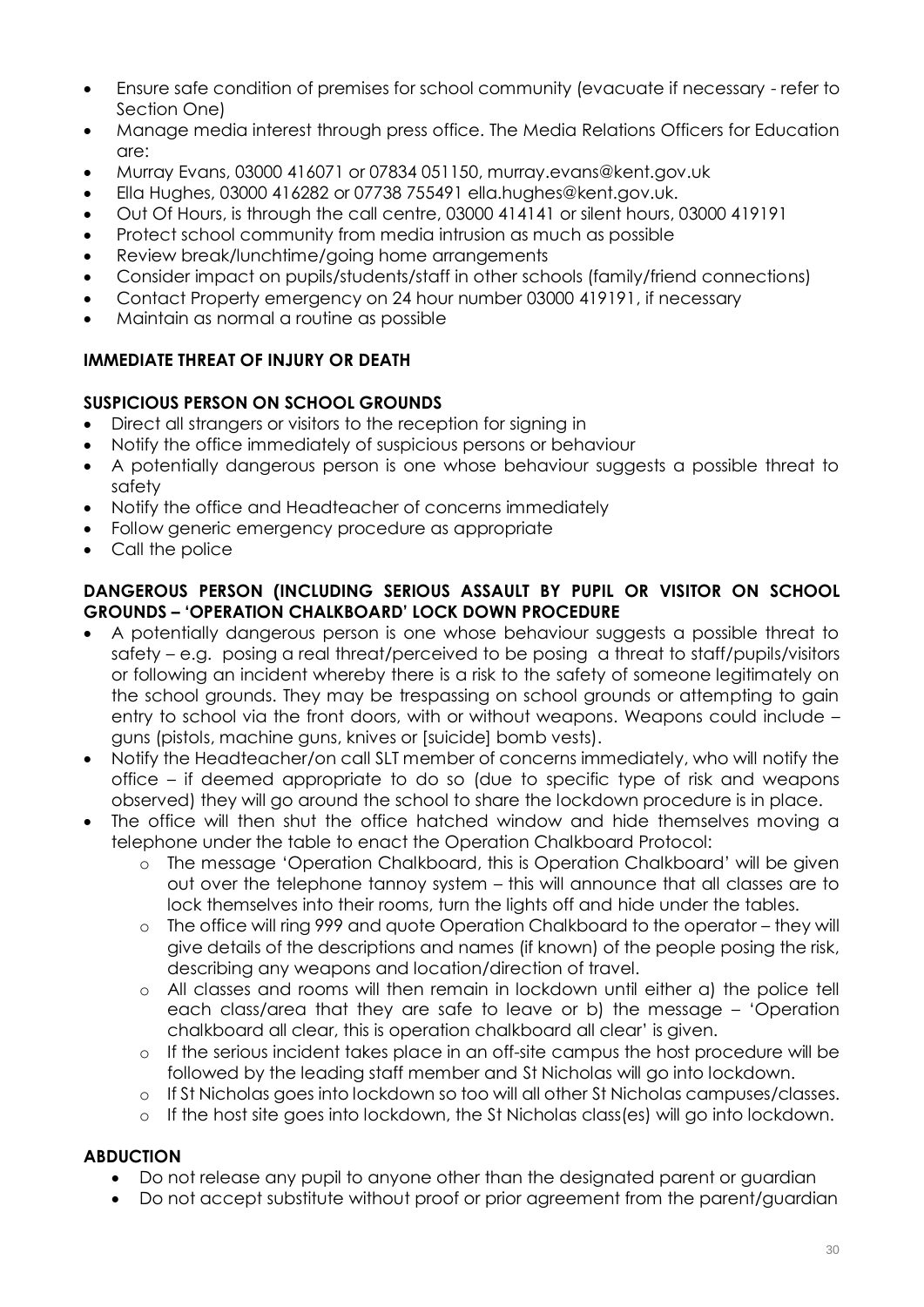- Ensure safe condition of premises for school community (evacuate if necessary - refer to Section One)
- Manage media interest through press office. The Media Relations Officers for Education are:
- Murray Evans, 03000 416071 or 07834 051150, murray.evans@kent.gov.uk
- Ella Hughes, 03000 416282 or 07738 755491 ella.hughes@kent.gov.uk.
- Out Of Hours, is through the call centre, 03000 414141 or silent hours, 03000 419191
- Protect school community from media intrusion as much as possible
- Review break/lunchtime/going home arrangements
- Consider impact on pupils/students/staff in other schools (family/friend connections)
- Contact Property emergency on 24 hour number 03000 419191, if necessary
- Maintain as normal a routine as possible

**IMMEDIATE THREAT OF INJURY OR DEATH**

**SUSPICIOUS PERSON ON SCHOOL GROUNDS**

- Direct all strangers or visitors to the reception for signing in
- Notify the office immediately of suspicious persons or behaviour
- A potentially dangerous person is one whose behaviour suggests a possible threat to safety
- Notify the office and Headteacher of concerns immediately
- Follow generic emergency procedure as appropriate
- Call the police

**DANGEROUS PERSON (INCLUDING SERIOUS ASSAULT BY PUPIL OR VISITOR ON SCHOOL GROUNDS – 'OPERATION CHALKBOARD' LOCK DOWN PROCEDURE**

- A potentially dangerous person is one whose behaviour suggests a possible threat to safety – e.g. posing a real threat/perceived to be posing a threat to staff/pupils/visitors or following an incident whereby there is a risk to the safety of someone legitimately on the school grounds. They may be trespassing on school grounds or attempting to gain entry to school via the front doors, with or without weapons. Weapons could include – guns (pistols, machine guns, knives or [suicide] bomb vests).
- Notify the Headteacher/on call SLT member of concerns immediately, who will notify the office – if deemed appropriate to do so (due to specific type of risk and weapons observed) they will go around the school to share the lockdown procedure is in place.
- The office will then shut the office hatched window and hide themselves moving a telephone under the table to enact the Operation Chalkboard Protocol:
    - The message 'Operation Chalkboard, this is Operation Chalkboard' will be given out over the telephone tannoy system – this will announce that all classes are to lock themselves into their rooms, turn the lights off and hide under the tables.
    - The office will ring 999 and quote Operation Chalkboard to the operator – they will give details of the descriptions and names (if known) of the people posing the risk, describing any weapons and location/direction of travel.
    - All classes and rooms will then remain in lockdown until either a) the police tell each class/area that they are safe to leave or b) the message – 'Operation chalkboard all clear, this is operation chalkboard all clear' is given.
    - If the serious incident takes place in an off-site campus the host procedure will be followed by the leading staff member and St Nicholas will go into lockdown.
    - If St Nicholas goes into lockdown so too will all other St Nicholas campuses/classes.
    - If the host site goes into lockdown, the St Nicholas class(es) will go into lockdown.

**ABDUCTION**

- Do not release any pupil to anyone other than the designated parent or guardian
- Do not accept substitute without proof or prior agreement from the parent/guardian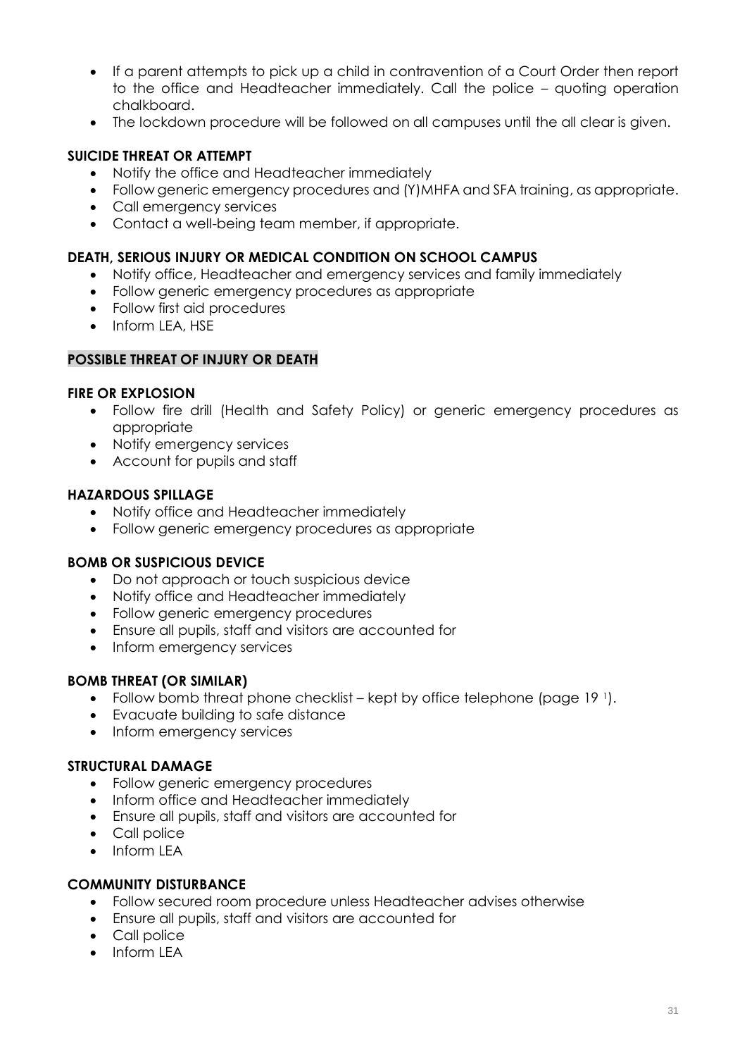- If a parent attempts to pick up a child in contravention of a Court Order then report to the office and Headteacher immediately. Call the police – quoting operation chalkboard.
- The lockdown procedure will be followed on all campuses until the all clear is given.

**SUICIDE THREAT OR ATTEMPT**

- Notify the office and Headteacher immediately
- Follow generic emergency procedures and (Y)MHFA and SFA training, as appropriate.
- Call emergency services
- Contact a well-being team member, if appropriate.

**DEATH, SERIOUS INJURY OR MEDICAL CONDITION ON SCHOOL CAMPUS**

- Notify office, Headteacher and emergency services and family immediately
- Follow generic emergency procedures as appropriate
- Follow first aid procedures
- Inform LEA, HSE

**POSSIBLE THREAT OF INJURY OR DEATH**

**FIRE OR EXPLOSION**

- Follow fire drill (Health and Safety Policy) or generic emergency procedures as appropriate
- Notify emergency services
- Account for pupils and staff

**HAZARDOUS SPILLAGE**

- Notify office and Headteacher immediately
- Follow generic emergency procedures as appropriate

**BOMB OR SUSPICIOUS DEVICE**

- Do not approach or touch suspicious device
- Notify office and Headteacher immediately
- Follow generic emergency procedures
- Ensure all pupils, staff and visitors are accounted for
- Inform emergency services

**BOMB THREAT (OR SIMILAR)**

- Follow bomb threat phone checklist – kept by office telephone (page 19 [1]).
- Evacuate building to safe distance
- Inform emergency services

**STRUCTURAL DAMAGE**

- Follow generic emergency procedures
- Inform office and Headteacher immediately
- Ensure all pupils, staff and visitors are accounted for
- Call police
- Inform LEA

**COMMUNITY DISTURBANCE**

- Follow secured room procedure unless Headteacher advises otherwise
- Ensure all pupils, staff and visitors are accounted for
- Call police
- Inform LEA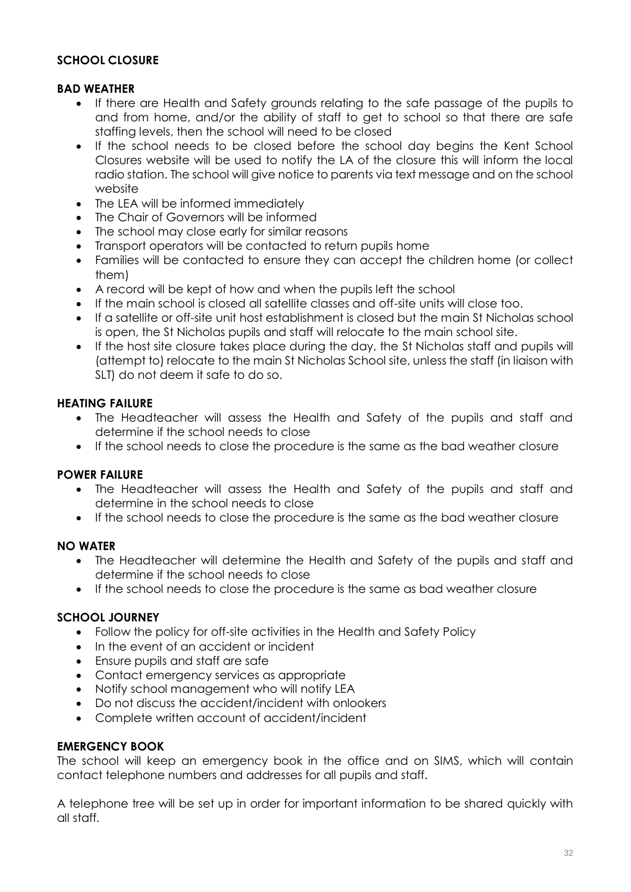## SCHOOL CLOSURE

### BAD WEATHER

- If there are Health and Safety grounds relating to the safe passage of the pupils to and from home, and/or the ability of staff to get to school so that there are safe staffing levels, then the school will need to be closed
- If the school needs to be closed before the school day begins the Kent School Closures website will be used to notify the LA of the closure this will inform the local radio station. The school will give notice to parents via text message and on the school website
- The LEA will be informed immediately
- The Chair of Governors will be informed
- The school may close early for similar reasons
- Transport operators will be contacted to return pupils home
- Families will be contacted to ensure they can accept the children home (or collect them)
- A record will be kept of how and when the pupils left the school
- If the main school is closed all satellite classes and off-site units will close too.
- If a satellite or off-site unit host establishment is closed but the main St Nicholas school is open, the St Nicholas pupils and staff will relocate to the main school site.
- If the host site closure takes place during the day, the St Nicholas staff and pupils will (attempt to) relocate to the main St Nicholas School site, unless the staff (in liaison with SLT) do not deem it safe to do so.

### HEATING FAILURE

- The Headteacher will assess the Health and Safety of the pupils and staff and determine if the school needs to close
- If the school needs to close the procedure is the same as the bad weather closure

### POWER FAILURE

- The Headteacher will assess the Health and Safety of the pupils and staff and determine in the school needs to close
- If the school needs to close the procedure is the same as the bad weather closure

### NO WATER

- The Headteacher will determine the Health and Safety of the pupils and staff and determine if the school needs to close
- If the school needs to close the procedure is the same as bad weather closure

### SCHOOL JOURNEY

- Follow the policy for off-site activities in the Health and Safety Policy
- In the event of an accident or incident
- Ensure pupils and staff are safe
- Contact emergency services as appropriate
- Notify school management who will notify LEA
- Do not discuss the accident/incident with onlookers
- Complete written account of accident/incident

### EMERGENCY BOOK

The school will keep an emergency book in the office and on SIMS, which will contain contact telephone numbers and addresses for all pupils and staff.

A telephone tree will be set up in order for important information to be shared quickly with all staff.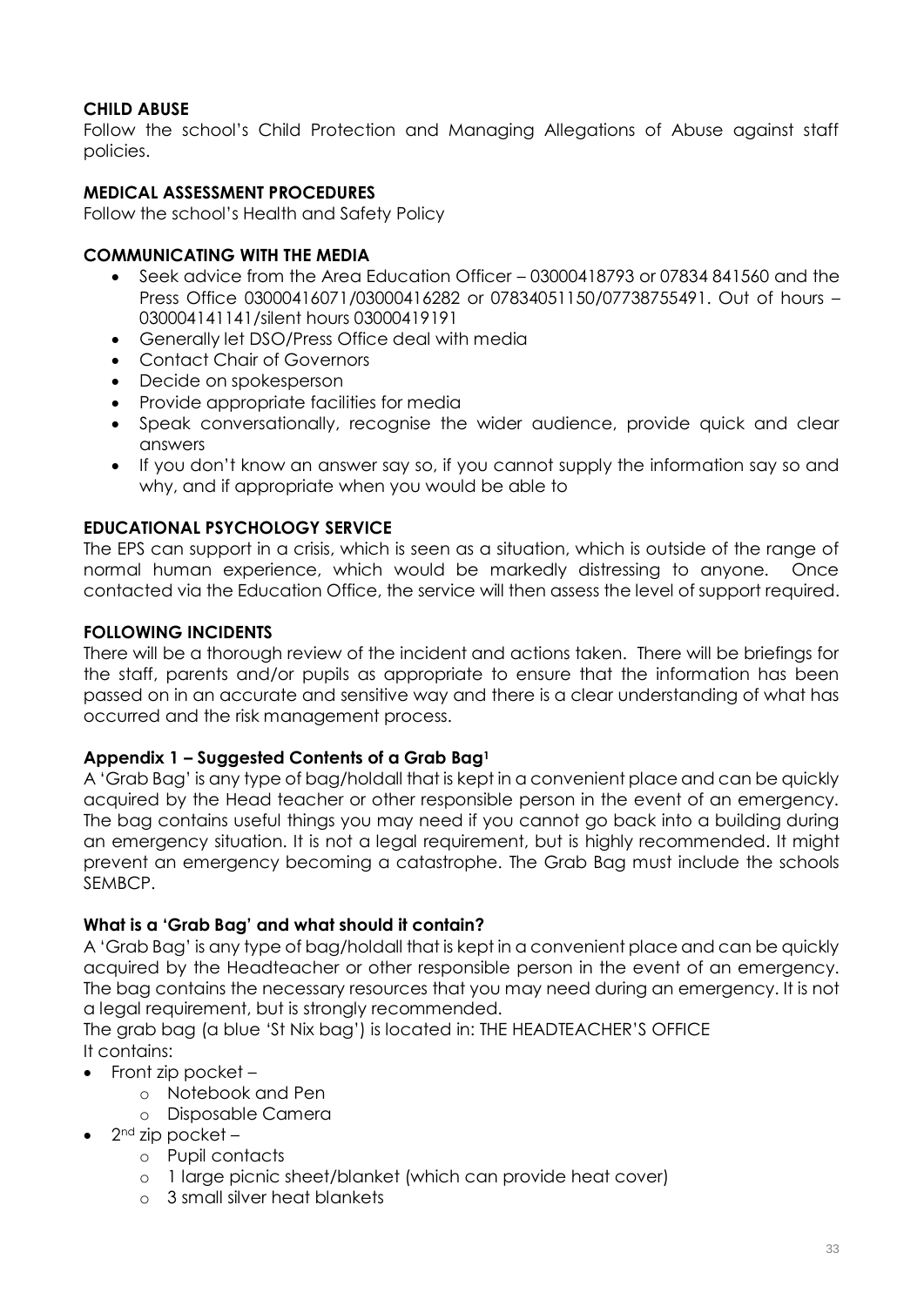**CHILD ABUSE**

Follow the school's Child Protection and Managing Allegations of Abuse against staff policies.

**MEDICAL ASSESSMENT PROCEDURES**

Follow the school's Health and Safety Policy

**COMMUNICATING WITH THE MEDIA**

- Seek advice from the Area Education Officer – 03000418793 or 07834 841560 and the Press Office 03000416071/03000416282 or 07834051150/07738755491. Out of hours – 030004141141/silent hours 03000419191
- Generally let DSO/Press Office deal with media
- Contact Chair of Governors
- Decide on spokesperson
- Provide appropriate facilities for media
- Speak conversationally, recognise the wider audience, provide quick and clear answers
- If you don't know an answer say so, if you cannot supply the information say so and why, and if appropriate when you would be able to

**EDUCATIONAL PSYCHOLOGY SERVICE**

The EPS can support in a crisis, which is seen as a situation, which is outside of the range of normal human experience, which would be markedly distressing to anyone. Once contacted via the Education Office, the service will then assess the level of support required.

**FOLLOWING INCIDENTS**

There will be a thorough review of the incident and actions taken. There will be briefings for the staff, parents and/or pupils as appropriate to ensure that the information has been passed on in an accurate and sensitive way and there is a clear understanding of what has occurred and the risk management process.

**Appendix 1 – Suggested Contents of a Grab Bag[1]**

A 'Grab Bag' is any type of bag/holdall that is kept in a convenient place and can be quickly acquired by the Head teacher or other responsible person in the event of an emergency. The bag contains useful things you may need if you cannot go back into a building during an emergency situation. It is not a legal requirement, but is highly recommended. It might prevent an emergency becoming a catastrophe. The Grab Bag must include the schools SEMBCP.

**What is a 'Grab Bag' and what should it contain?**

A 'Grab Bag' is any type of bag/holdall that is kept in a convenient place and can be quickly acquired by the Headteacher or other responsible person in the event of an emergency. The bag contains the necessary resources that you may need during an emergency. It is not a legal requirement, but is strongly recommended.

The grab bag (a blue 'St Nix bag') is located in: THE HEADTEACHER'S OFFICE

It contains:

- Front zip pocket –
  - Notebook and Pen
  - Disposable Camera
- 2nd zip pocket –
  - Pupil contacts
  - 1 large picnic sheet/blanket (which can provide heat cover)
  - 3 small silver heat blankets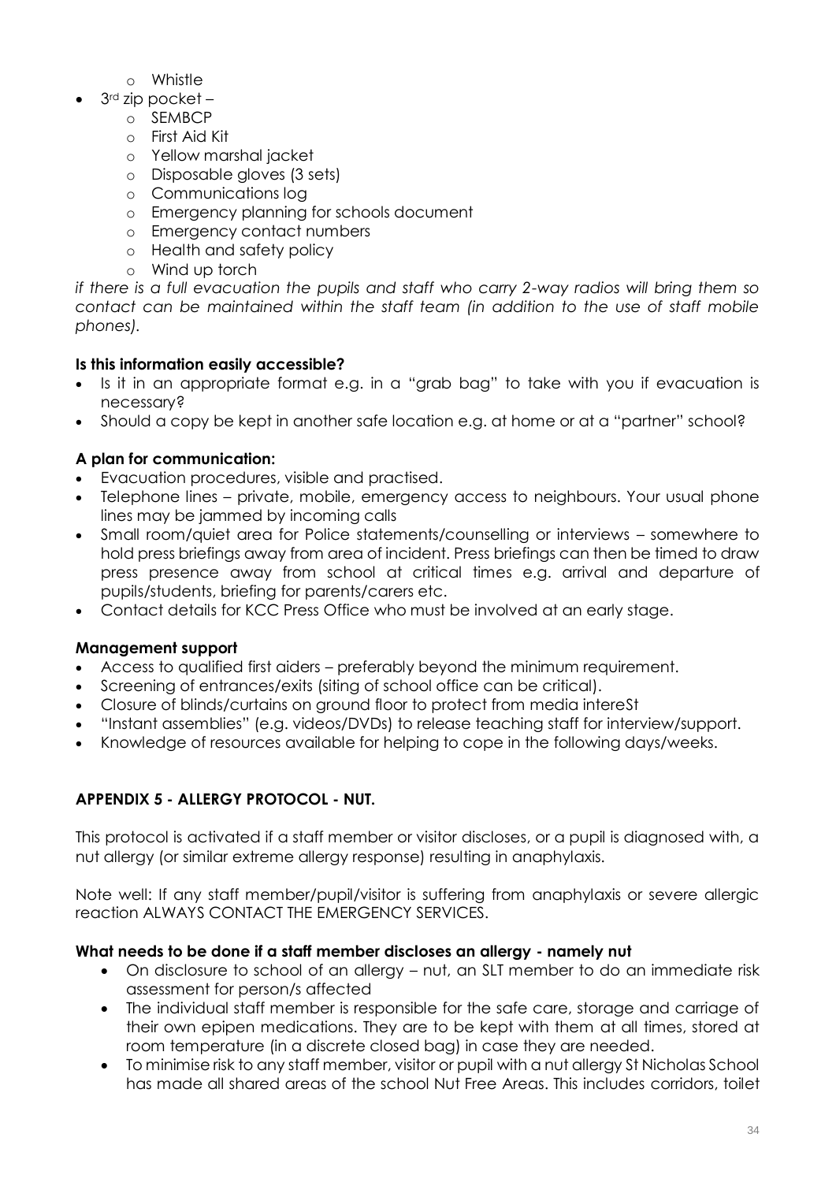- Whistle
- 3rd zip pocket –
  - SEMBCP
  - First Aid Kit
  - Yellow marshal jacket
  - Disposable gloves (3 sets)
  - Communications log
  - Emergency planning for schools document
  - Emergency contact numbers
  - Health and safety policy
  - Wind up torch

*if there is a full evacuation the pupils and staff who carry 2-way radios will bring them so contact can be maintained within the staff team (in addition to the use of staff mobile phones).*

**Is this information easily accessible?**

- Is it in an appropriate format e.g. in a "grab bag" to take with you if evacuation is necessary?
- Should a copy be kept in another safe location e.g. at home or at a "partner" school?

**A plan for communication:**

- Evacuation procedures, visible and practised.
- Telephone lines – private, mobile, emergency access to neighbours. Your usual phone lines may be jammed by incoming calls
- Small room/quiet area for Police statements/counselling or interviews – somewhere to hold press briefings away from area of incident. Press briefings can then be timed to draw press presence away from school at critical times e.g. arrival and departure of pupils/students, briefing for parents/carers etc.
- Contact details for KCC Press Office who must be involved at an early stage.

**Management support**

- Access to qualified first aiders – preferably beyond the minimum requirement.
- Screening of entrances/exits (siting of school office can be critical).
- Closure of blinds/curtains on ground floor to protect from media intereSt
- "Instant assemblies" (e.g. videos/DVDs) to release teaching staff for interview/support.
- Knowledge of resources available for helping to cope in the following days/weeks.

## APPENDIX 5 - ALLERGY PROTOCOL - NUT.

This protocol is activated if a staff member or visitor discloses, or a pupil is diagnosed with, a nut allergy (or similar extreme allergy response) resulting in anaphylaxis.

Note well: If any staff member/pupil/visitor is suffering from anaphylaxis or severe allergic reaction ALWAYS CONTACT THE EMERGENCY SERVICES.

**What needs to be done if a staff member discloses an allergy - namely nut**

- On disclosure to school of an allergy – nut, an SLT member to do an immediate risk assessment for person/s affected
- The individual staff member is responsible for the safe care, storage and carriage of their own epipen medications. They are to be kept with them at all times, stored at room temperature (in a discrete closed bag) in case they are needed.
- To minimise risk to any staff member, visitor or pupil with a nut allergy St Nicholas School has made all shared areas of the school Nut Free Areas. This includes corridors, toilet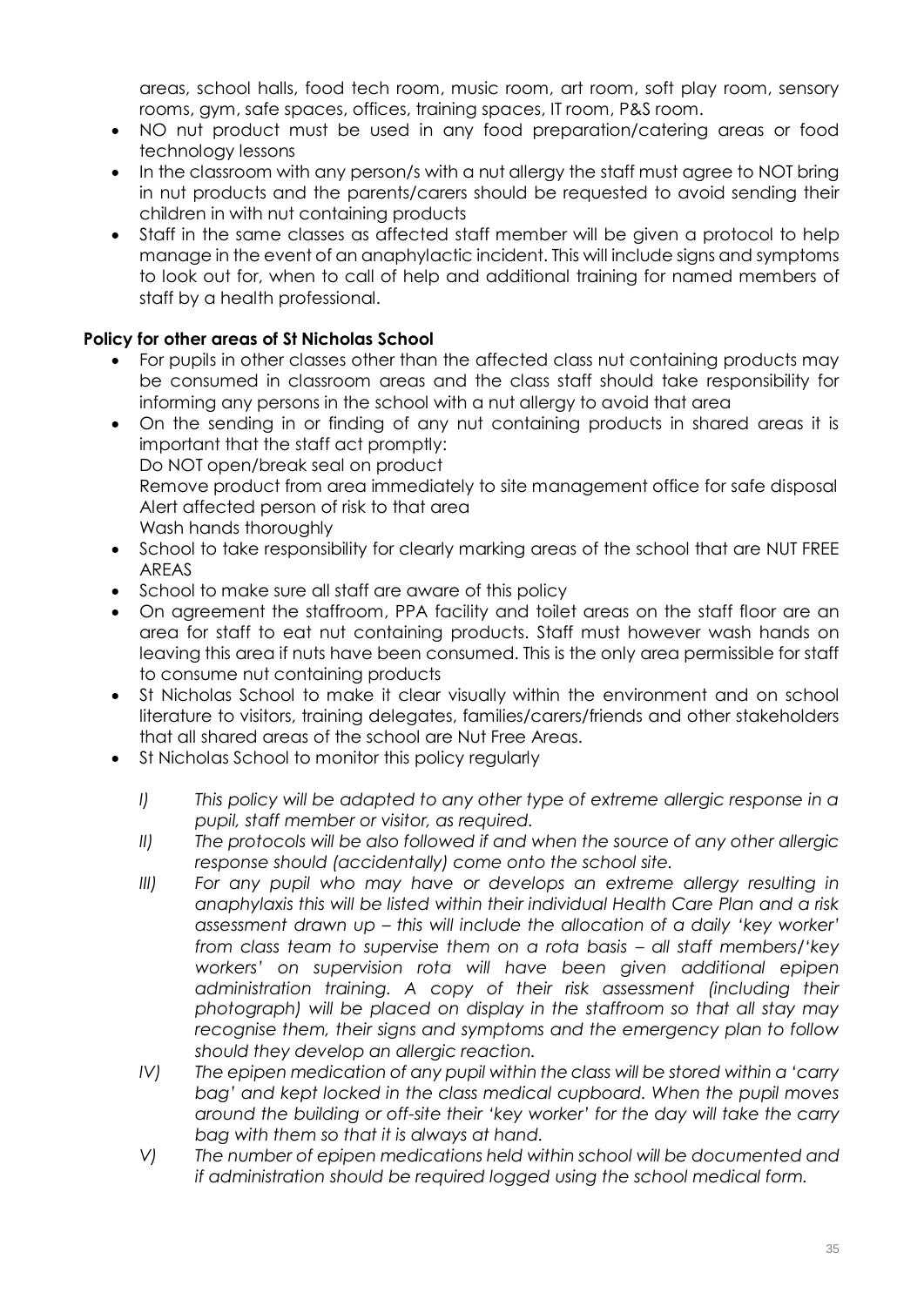areas, school halls, food tech room, music room, art room, soft play room, sensory rooms, gym, safe spaces, offices, training spaces, IT room, P&S room.

- NO nut product must be used in any food preparation/catering areas or food technology lessons
- In the classroom with any person/s with a nut allergy the staff must agree to NOT bring in nut products and the parents/carers should be requested to avoid sending their children in with nut containing products
- Staff in the same classes as affected staff member will be given a protocol to help manage in the event of an anaphylactic incident. This will include signs and symptoms to look out for, when to call of help and additional training for named members of staff by a health professional.

**Policy for other areas of St Nicholas School**

- For pupils in other classes other than the affected class nut containing products may be consumed in classroom areas and the class staff should take responsibility for informing any persons in the school with a nut allergy to avoid that area
- On the sending in or finding of any nut containing products in shared areas it is important that the staff act promptly:
  Do NOT open/break seal on product
  Remove product from area immediately to site management office for safe disposal
  Alert affected person of risk to that area
  Wash hands thoroughly
- School to take responsibility for clearly marking areas of the school that are NUT FREE AREAS
- School to make sure all staff are aware of this policy
- On agreement the staffroom, PPA facility and toilet areas on the staff floor are an area for staff to eat nut containing products. Staff must however wash hands on leaving this area if nuts have been consumed. This is the only area permissible for staff to consume nut containing products
- St Nicholas School to make it clear visually within the environment and on school literature to visitors, training delegates, families/carers/friends and other stakeholders that all shared areas of the school are Nut Free Areas.
- St Nicholas School to monitor this policy regularly

  *I) This policy will be adapted to any other type of extreme allergic response in a pupil, staff member or visitor, as required.*

  *II) The protocols will be also followed if and when the source of any other allergic response should (accidentally) come onto the school site.*

  *III) For any pupil who may have or develops an extreme allergy resulting in anaphylaxis this will be listed within their individual Health Care Plan and a risk assessment drawn up – this will include the allocation of a daily 'key worker' from class team to supervise them on a rota basis – all staff members/'key workers' on supervision rota will have been given additional epipen administration training. A copy of their risk assessment (including their photograph) will be placed on display in the staffroom so that all stay may recognise them, their signs and symptoms and the emergency plan to follow should they develop an allergic reaction.*

  *IV) The epipen medication of any pupil within the class will be stored within a 'carry bag' and kept locked in the class medical cupboard. When the pupil moves around the building or off-site their 'key worker' for the day will take the carry bag with them so that it is always at hand.*

  *V) The number of epipen medications held within school will be documented and if administration should be required logged using the school medical form.*